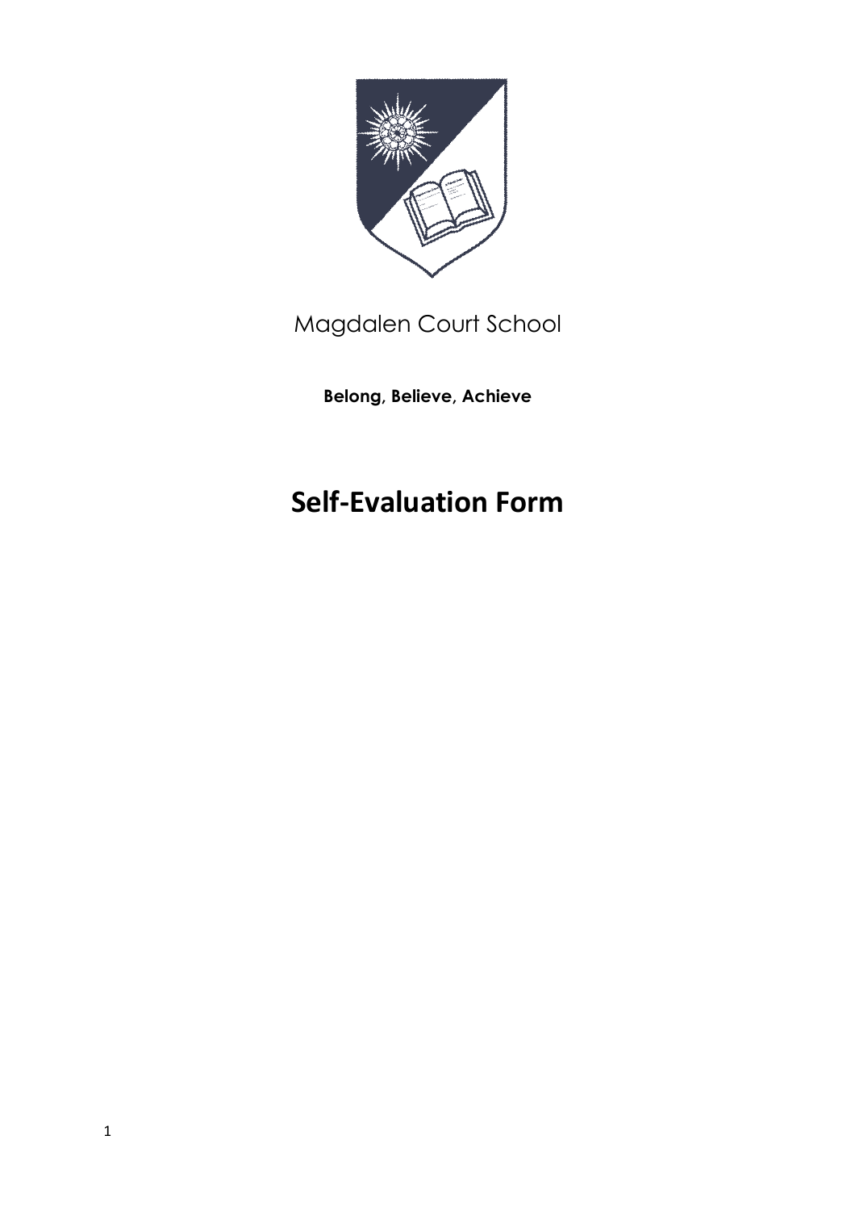Magdalen Court School

**Belong, Believe, Achieve**

# Self-Evaluation Form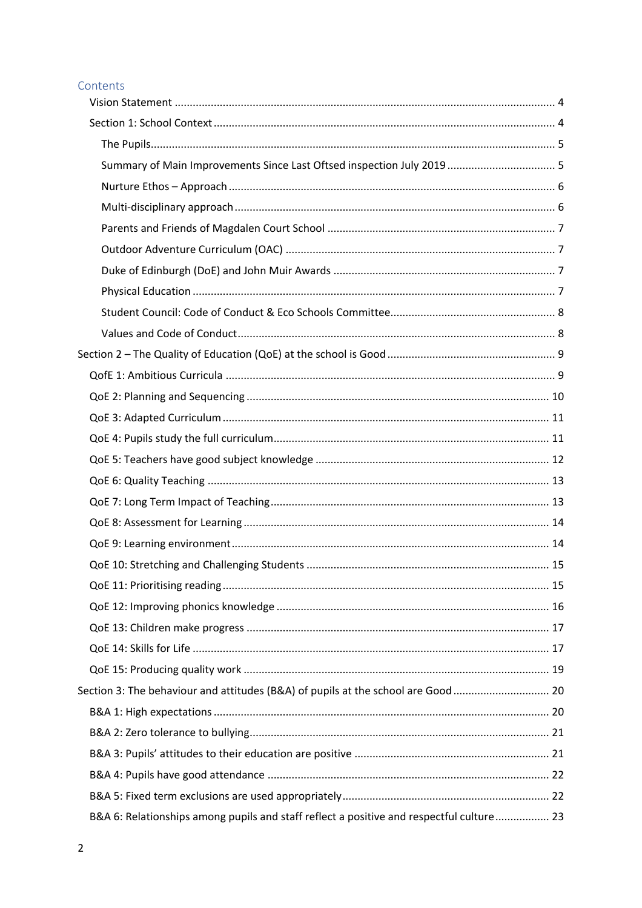## Contents

- Vision Statement ... 4
- Section 1: School Context ... 4
  - The Pupils ... 5
  - Summary of Main Improvements Since Last Ofsted inspection July 2019 ... 5
  - Nurture Ethos – Approach ... 6
  - Multi-disciplinary approach ... 6
  - Parents and Friends of Magdalen Court School ... 7
  - Outdoor Adventure Curriculum (OAC) ... 7
  - Duke of Edinburgh (DoE) and John Muir Awards ... 7
  - Physical Education ... 7
  - Student Council: Code of Conduct & Eco Schools Committee ... 8
  - Values and Code of Conduct ... 8
- Section 2 – The Quality of Education (QoE) at the school is Good ... 9
  - QofE 1: Ambitious Curricula ... 9
  - QoE 2: Planning and Sequencing ... 10
  - QoE 3: Adapted Curriculum ... 11
  - QoE 4: Pupils study the full curriculum ... 11
  - QoE 5: Teachers have good subject knowledge ... 12
  - QoE 6: Quality Teaching ... 13
  - QoE 7: Long Term Impact of Teaching ... 13
  - QoE 8: Assessment for Learning ... 14
  - QoE 9: Learning environment ... 14
  - QoE 10: Stretching and Challenging Students ... 15
  - QoE 11: Prioritising reading ... 15
  - QoE 12: Improving phonics knowledge ... 16
  - QoE 13: Children make progress ... 17
  - QoE 14: Skills for Life ... 17
  - QoE 15: Producing quality work ... 19
- Section 3: The behaviour and attitudes (B&A) of pupils at the school are Good ... 20
  - B&A 1: High expectations ... 20
  - B&A 2: Zero tolerance to bullying ... 21
  - B&A 3: Pupils' attitudes to their education are positive ... 21
  - B&A 4: Pupils have good attendance ... 22
  - B&A 5: Fixed term exclusions are used appropriately ... 22
  - B&A 6: Relationships among pupils and staff reflect a positive and respectful culture ... 23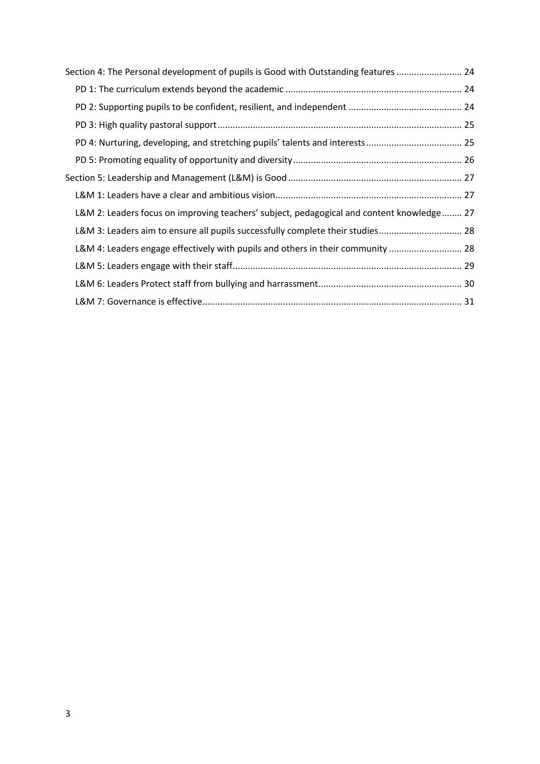- Section 4: The Personal development of pupils is Good with Outstanding features .......................... 24
  - PD 1: The curriculum extends beyond the academic ..................................................................... 24
  - PD 2: Supporting pupils to be confident, resilient, and independent ............................................ 24
  - PD 3: High quality pastoral support................................................................................................ 25
  - PD 4: Nurturing, developing, and stretching pupils' talents and interests...................................... 25
  - PD 5: Promoting equality of opportunity and diversity................................................................... 26
- Section 5: Leadership and Management (L&M) is Good..................................................................... 27
  - L&M 1: Leaders have a clear and ambitious vision.......................................................................... 27
  - L&M 2: Leaders focus on improving teachers' subject, pedagogical and content knowledge........ 27
  - L&M 3: Leaders aim to ensure all pupils successfully complete their studies................................. 28
  - L&M 4: Leaders engage effectively with pupils and others in their community ............................ 28
  - L&M 5: Leaders engage with their staff.......................................................................................... 29
  - L&M 6: Leaders Protect staff from bullying and harrassment......................................................... 30
  - L&M 7: Governance is effective...................................................................................................... 31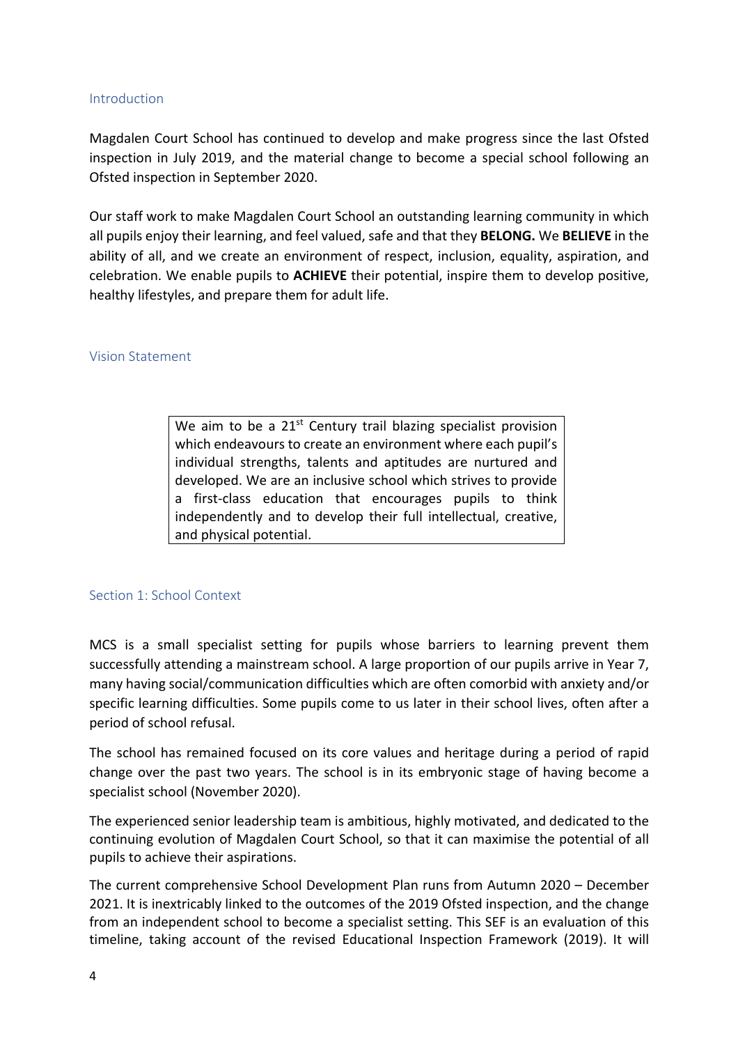## Introduction

Magdalen Court School has continued to develop and make progress since the last Ofsted inspection in July 2019, and the material change to become a special school following an Ofsted inspection in September 2020.

Our staff work to make Magdalen Court School an outstanding learning community in which all pupils enjoy their learning, and feel valued, safe and that they **BELONG.** We **BELIEVE** in the ability of all, and we create an environment of respect, inclusion, equality, aspiration, and celebration. We enable pupils to **ACHIEVE** their potential, inspire them to develop positive, healthy lifestyles, and prepare them for adult life.

## Vision Statement

> We aim to be a 21st Century trail blazing specialist provision which endeavours to create an environment where each pupil's individual strengths, talents and aptitudes are nurtured and developed. We are an inclusive school which strives to provide a first-class education that encourages pupils to think independently and to develop their full intellectual, creative, and physical potential.

## Section 1: School Context

MCS is a small specialist setting for pupils whose barriers to learning prevent them successfully attending a mainstream school. A large proportion of our pupils arrive in Year 7, many having social/communication difficulties which are often comorbid with anxiety and/or specific learning difficulties. Some pupils come to us later in their school lives, often after a period of school refusal.

The school has remained focused on its core values and heritage during a period of rapid change over the past two years. The school is in its embryonic stage of having become a specialist school (November 2020).

The experienced senior leadership team is ambitious, highly motivated, and dedicated to the continuing evolution of Magdalen Court School, so that it can maximise the potential of all pupils to achieve their aspirations.

The current comprehensive School Development Plan runs from Autumn 2020 – December 2021. It is inextricably linked to the outcomes of the 2019 Ofsted inspection, and the change from an independent school to become a specialist setting. This SEF is an evaluation of this timeline, taking account of the revised Educational Inspection Framework (2019). It will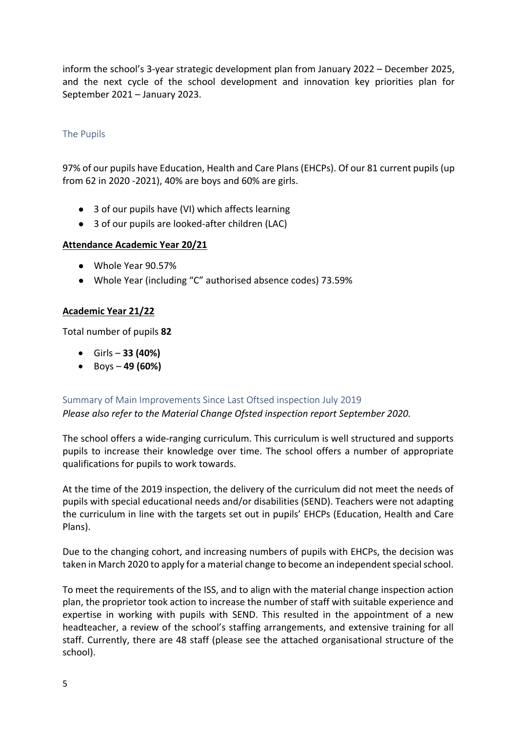inform the school's 3-year strategic development plan from January 2022 – December 2025, and the next cycle of the school development and innovation key priorities plan for September 2021 – January 2023.

## The Pupils

97% of our pupils have Education, Health and Care Plans (EHCPs). Of our 81 current pupils (up from 62 in 2020 -2021), 40% are boys and 60% are girls.

- 3 of our pupils have (VI) which affects learning
- 3 of our pupils are looked-after children (LAC)

**Attendance Academic Year 20/21**

- Whole Year 90.57%
- Whole Year (including "C" authorised absence codes) 73.59%

**Academic Year 21/22**

Total number of pupils **82**

- Girls – **33 (40%)**
- Boys – **49 (60%)**

## Summary of Main Improvements Since Last Oftsed inspection July 2019

*Please also refer to the Material Change Ofsted inspection report September 2020.*

The school offers a wide-ranging curriculum. This curriculum is well structured and supports pupils to increase their knowledge over time. The school offers a number of appropriate qualifications for pupils to work towards.

At the time of the 2019 inspection, the delivery of the curriculum did not meet the needs of pupils with special educational needs and/or disabilities (SEND). Teachers were not adapting the curriculum in line with the targets set out in pupils' EHCPs (Education, Health and Care Plans).

Due to the changing cohort, and increasing numbers of pupils with EHCPs, the decision was taken in March 2020 to apply for a material change to become an independent special school.

To meet the requirements of the ISS, and to align with the material change inspection action plan, the proprietor took action to increase the number of staff with suitable experience and expertise in working with pupils with SEND. This resulted in the appointment of a new headteacher, a review of the school's staffing arrangements, and extensive training for all staff. Currently, there are 48 staff (please see the attached organisational structure of the school).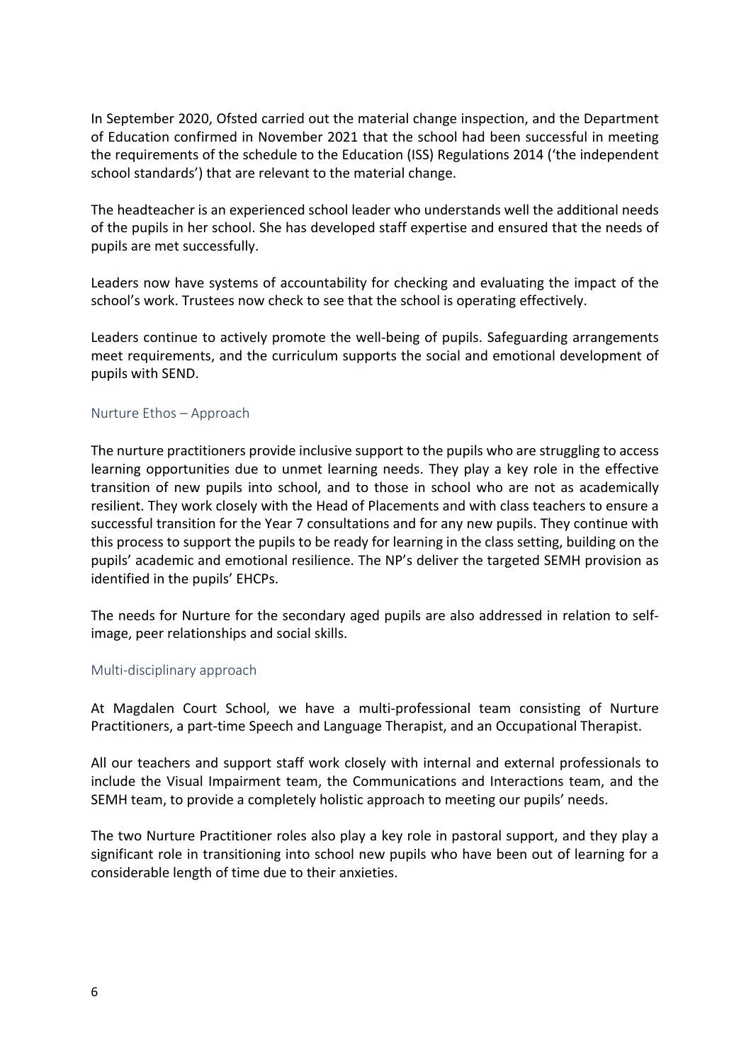In September 2020, Ofsted carried out the material change inspection, and the Department of Education confirmed in November 2021 that the school had been successful in meeting the requirements of the schedule to the Education (ISS) Regulations 2014 ('the independent school standards') that are relevant to the material change.

The headteacher is an experienced school leader who understands well the additional needs of the pupils in her school. She has developed staff expertise and ensured that the needs of pupils are met successfully.

Leaders now have systems of accountability for checking and evaluating the impact of the school's work. Trustees now check to see that the school is operating effectively.

Leaders continue to actively promote the well-being of pupils. Safeguarding arrangements meet requirements, and the curriculum supports the social and emotional development of pupils with SEND.

### Nurture Ethos – Approach

The nurture practitioners provide inclusive support to the pupils who are struggling to access learning opportunities due to unmet learning needs. They play a key role in the effective transition of new pupils into school, and to those in school who are not as academically resilient. They work closely with the Head of Placements and with class teachers to ensure a successful transition for the Year 7 consultations and for any new pupils. They continue with this process to support the pupils to be ready for learning in the class setting, building on the pupils' academic and emotional resilience. The NP's deliver the targeted SEMH provision as identified in the pupils' EHCPs.

The needs for Nurture for the secondary aged pupils are also addressed in relation to self-image, peer relationships and social skills.

### Multi-disciplinary approach

At Magdalen Court School, we have a multi-professional team consisting of Nurture Practitioners, a part-time Speech and Language Therapist, and an Occupational Therapist.

All our teachers and support staff work closely with internal and external professionals to include the Visual Impairment team, the Communications and Interactions team, and the SEMH team, to provide a completely holistic approach to meeting our pupils' needs.

The two Nurture Practitioner roles also play a key role in pastoral support, and they play a significant role in transitioning into school new pupils who have been out of learning for a considerable length of time due to their anxieties.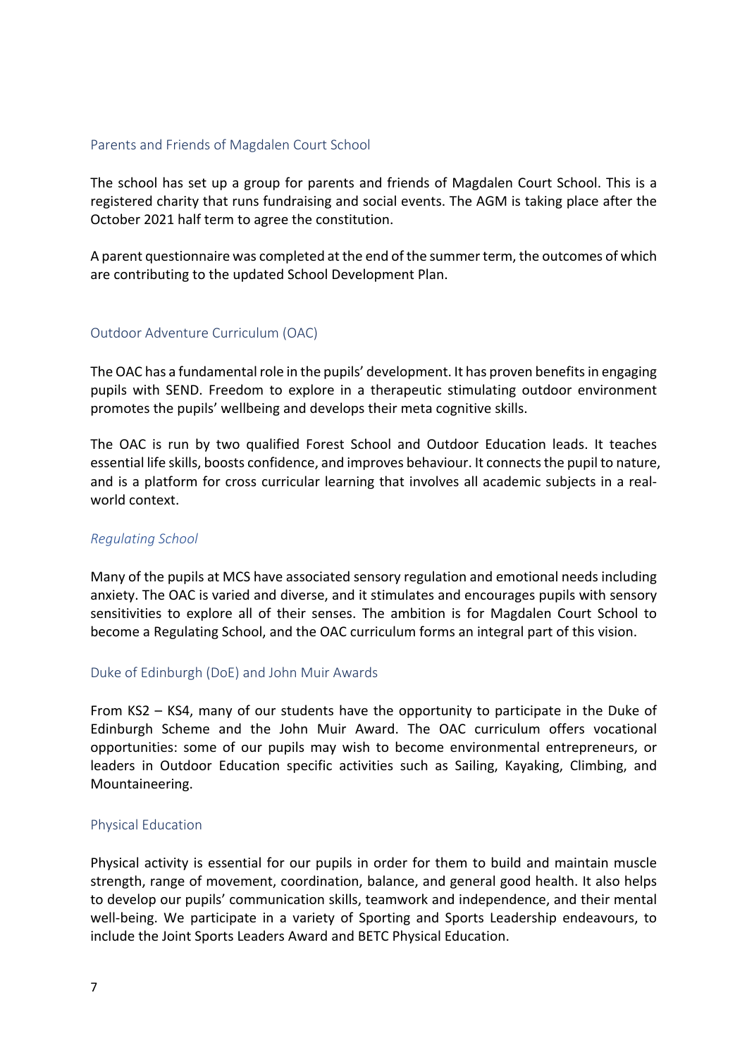## Parents and Friends of Magdalen Court School

The school has set up a group for parents and friends of Magdalen Court School. This is a registered charity that runs fundraising and social events. The AGM is taking place after the October 2021 half term to agree the constitution.

A parent questionnaire was completed at the end of the summer term, the outcomes of which are contributing to the updated School Development Plan.

## Outdoor Adventure Curriculum (OAC)

The OAC has a fundamental role in the pupils' development. It has proven benefits in engaging pupils with SEND. Freedom to explore in a therapeutic stimulating outdoor environment promotes the pupils' wellbeing and develops their meta cognitive skills.

The OAC is run by two qualified Forest School and Outdoor Education leads. It teaches essential life skills, boosts confidence, and improves behaviour. It connects the pupil to nature, and is a platform for cross curricular learning that involves all academic subjects in a real-world context.

### *Regulating School*

Many of the pupils at MCS have associated sensory regulation and emotional needs including anxiety. The OAC is varied and diverse, and it stimulates and encourages pupils with sensory sensitivities to explore all of their senses. The ambition is for Magdalen Court School to become a Regulating School, and the OAC curriculum forms an integral part of this vision.

## Duke of Edinburgh (DoE) and John Muir Awards

From KS2 – KS4, many of our students have the opportunity to participate in the Duke of Edinburgh Scheme and the John Muir Award. The OAC curriculum offers vocational opportunities: some of our pupils may wish to become environmental entrepreneurs, or leaders in Outdoor Education specific activities such as Sailing, Kayaking, Climbing, and Mountaineering.

## Physical Education

Physical activity is essential for our pupils in order for them to build and maintain muscle strength, range of movement, coordination, balance, and general good health. It also helps to develop our pupils' communication skills, teamwork and independence, and their mental well-being. We participate in a variety of Sporting and Sports Leadership endeavours, to include the Joint Sports Leaders Award and BETC Physical Education.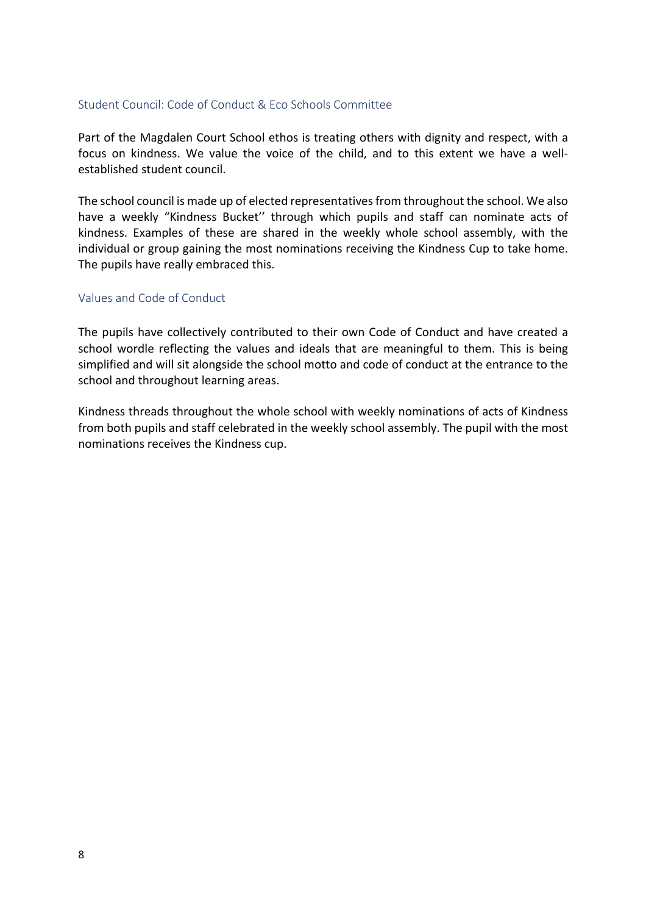### Student Council: Code of Conduct & Eco Schools Committee

Part of the Magdalen Court School ethos is treating others with dignity and respect, with a focus on kindness. We value the voice of the child, and to this extent we have a well-established student council.

The school council is made up of elected representatives from throughout the school. We also have a weekly "Kindness Bucket'' through which pupils and staff can nominate acts of kindness. Examples of these are shared in the weekly whole school assembly, with the individual or group gaining the most nominations receiving the Kindness Cup to take home. The pupils have really embraced this.

### Values and Code of Conduct

The pupils have collectively contributed to their own Code of Conduct and have created a school wordle reflecting the values and ideals that are meaningful to them. This is being simplified and will sit alongside the school motto and code of conduct at the entrance to the school and throughout learning areas.

Kindness threads throughout the whole school with weekly nominations of acts of Kindness from both pupils and staff celebrated in the weekly school assembly. The pupil with the most nominations receives the Kindness cup.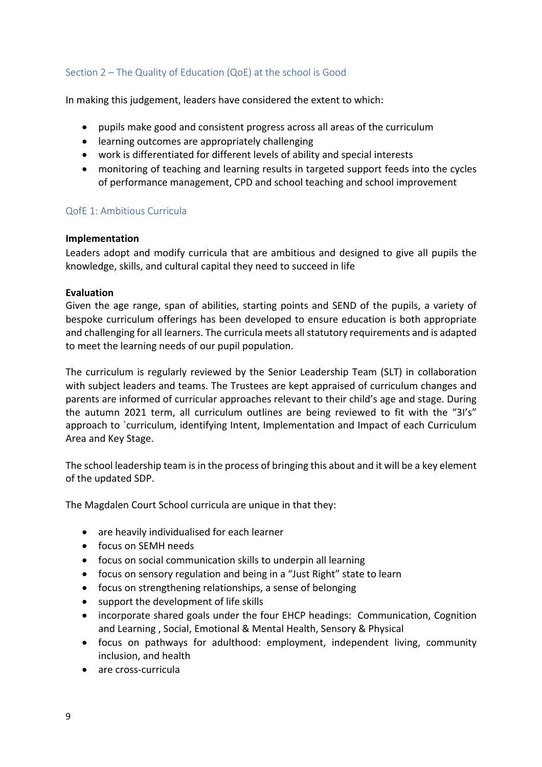## Section 2 – The Quality of Education (QoE) at the school is Good

In making this judgement, leaders have considered the extent to which:

- pupils make good and consistent progress across all areas of the curriculum
- learning outcomes are appropriately challenging
- work is differentiated for different levels of ability and special interests
- monitoring of teaching and learning results in targeted support feeds into the cycles of performance management, CPD and school teaching and school improvement

### QofE 1: Ambitious Curricula

**Implementation**

Leaders adopt and modify curricula that are ambitious and designed to give all pupils the knowledge, skills, and cultural capital they need to succeed in life

**Evaluation**

Given the age range, span of abilities, starting points and SEND of the pupils, a variety of bespoke curriculum offerings has been developed to ensure education is both appropriate and challenging for all learners. The curricula meets all statutory requirements and is adapted to meet the learning needs of our pupil population.

The curriculum is regularly reviewed by the Senior Leadership Team (SLT) in collaboration with subject leaders and teams. The Trustees are kept appraised of curriculum changes and parents are informed of curricular approaches relevant to their child's age and stage. During the autumn 2021 term, all curriculum outlines are being reviewed to fit with the "3I's" approach to `curriculum, identifying Intent, Implementation and Impact of each Curriculum Area and Key Stage.

The school leadership team is in the process of bringing this about and it will be a key element of the updated SDP.

The Magdalen Court School curricula are unique in that they:

- are heavily individualised for each learner
- focus on SEMH needs
- focus on social communication skills to underpin all learning
- focus on sensory regulation and being in a "Just Right" state to learn
- focus on strengthening relationships, a sense of belonging
- support the development of life skills
- incorporate shared goals under the four EHCP headings: Communication, Cognition and Learning , Social, Emotional & Mental Health, Sensory & Physical
- focus on pathways for adulthood: employment, independent living, community inclusion, and health
- are cross-curricula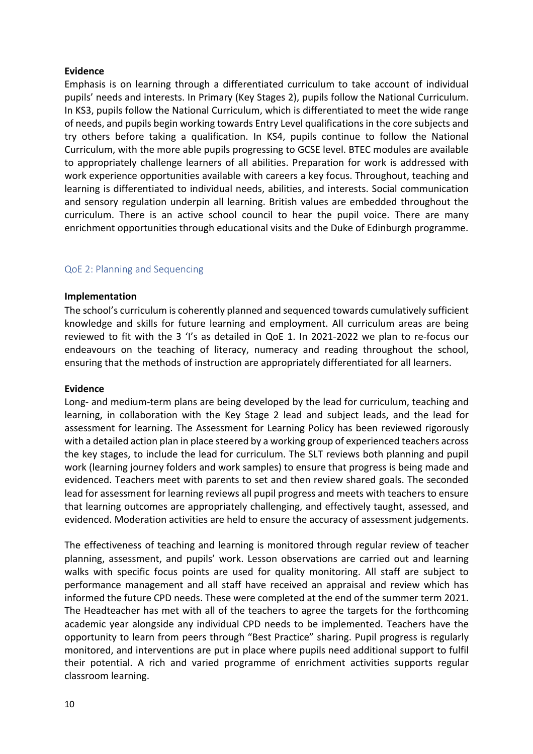**Evidence**

Emphasis is on learning through a differentiated curriculum to take account of individual pupils' needs and interests. In Primary (Key Stages 2), pupils follow the National Curriculum. In KS3, pupils follow the National Curriculum, which is differentiated to meet the wide range of needs, and pupils begin working towards Entry Level qualifications in the core subjects and try others before taking a qualification. In KS4, pupils continue to follow the National Curriculum, with the more able pupils progressing to GCSE level. BTEC modules are available to appropriately challenge learners of all abilities. Preparation for work is addressed with work experience opportunities available with careers a key focus. Throughout, teaching and learning is differentiated to individual needs, abilities, and interests. Social communication and sensory regulation underpin all learning. British values are embedded throughout the curriculum. There is an active school council to hear the pupil voice. There are many enrichment opportunities through educational visits and the Duke of Edinburgh programme.

## QoE 2: Planning and Sequencing

**Implementation**

The school's curriculum is coherently planned and sequenced towards cumulatively sufficient knowledge and skills for future learning and employment. All curriculum areas are being reviewed to fit with the 3 'I's as detailed in QoE 1. In 2021-2022 we plan to re-focus our endeavours on the teaching of literacy, numeracy and reading throughout the school, ensuring that the methods of instruction are appropriately differentiated for all learners.

**Evidence**

Long- and medium-term plans are being developed by the lead for curriculum, teaching and learning, in collaboration with the Key Stage 2 lead and subject leads, and the lead for assessment for learning. The Assessment for Learning Policy has been reviewed rigorously with a detailed action plan in place steered by a working group of experienced teachers across the key stages, to include the lead for curriculum. The SLT reviews both planning and pupil work (learning journey folders and work samples) to ensure that progress is being made and evidenced. Teachers meet with parents to set and then review shared goals. The seconded lead for assessment for learning reviews all pupil progress and meets with teachers to ensure that learning outcomes are appropriately challenging, and effectively taught, assessed, and evidenced. Moderation activities are held to ensure the accuracy of assessment judgements.

The effectiveness of teaching and learning is monitored through regular review of teacher planning, assessment, and pupils' work. Lesson observations are carried out and learning walks with specific focus points are used for quality monitoring. All staff are subject to performance management and all staff have received an appraisal and review which has informed the future CPD needs. These were completed at the end of the summer term 2021. The Headteacher has met with all of the teachers to agree the targets for the forthcoming academic year alongside any individual CPD needs to be implemented. Teachers have the opportunity to learn from peers through "Best Practice" sharing. Pupil progress is regularly monitored, and interventions are put in place where pupils need additional support to fulfil their potential. A rich and varied programme of enrichment activities supports regular classroom learning.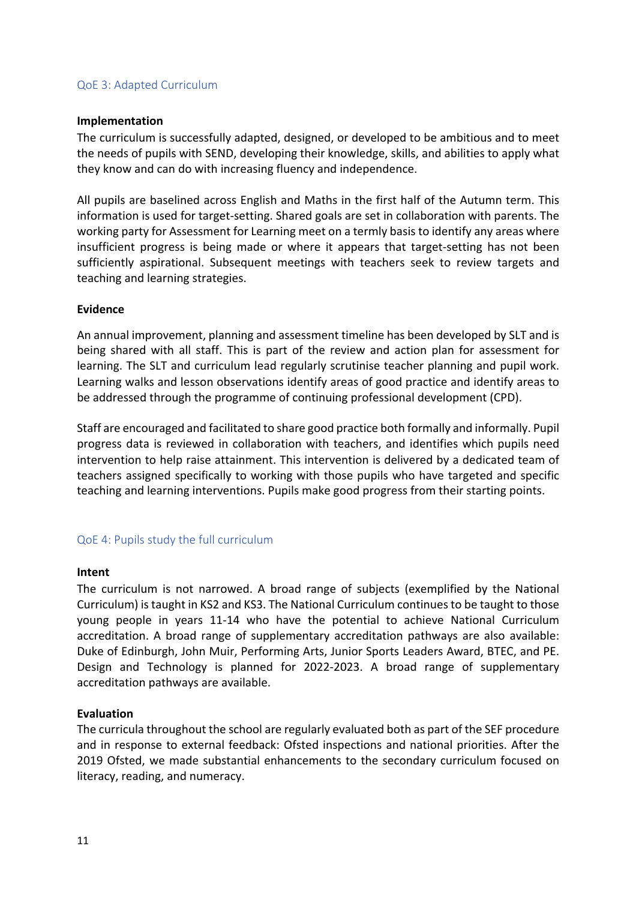## QoE 3: Adapted Curriculum

**Implementation**

The curriculum is successfully adapted, designed, or developed to be ambitious and to meet the needs of pupils with SEND, developing their knowledge, skills, and abilities to apply what they know and can do with increasing fluency and independence.

All pupils are baselined across English and Maths in the first half of the Autumn term. This information is used for target-setting. Shared goals are set in collaboration with parents. The working party for Assessment for Learning meet on a termly basis to identify any areas where insufficient progress is being made or where it appears that target-setting has not been sufficiently aspirational. Subsequent meetings with teachers seek to review targets and teaching and learning strategies.

**Evidence**

An annual improvement, planning and assessment timeline has been developed by SLT and is being shared with all staff. This is part of the review and action plan for assessment for learning. The SLT and curriculum lead regularly scrutinise teacher planning and pupil work. Learning walks and lesson observations identify areas of good practice and identify areas to be addressed through the programme of continuing professional development (CPD).

Staff are encouraged and facilitated to share good practice both formally and informally. Pupil progress data is reviewed in collaboration with teachers, and identifies which pupils need intervention to help raise attainment. This intervention is delivered by a dedicated team of teachers assigned specifically to working with those pupils who have targeted and specific teaching and learning interventions. Pupils make good progress from their starting points.

## QoE 4: Pupils study the full curriculum

**Intent**

The curriculum is not narrowed. A broad range of subjects (exemplified by the National Curriculum) is taught in KS2 and KS3. The National Curriculum continues to be taught to those young people in years 11-14 who have the potential to achieve National Curriculum accreditation. A broad range of supplementary accreditation pathways are also available: Duke of Edinburgh, John Muir, Performing Arts, Junior Sports Leaders Award, BTEC, and PE. Design and Technology is planned for 2022-2023. A broad range of supplementary accreditation pathways are available.

**Evaluation**

The curricula throughout the school are regularly evaluated both as part of the SEF procedure and in response to external feedback: Ofsted inspections and national priorities. After the 2019 Ofsted, we made substantial enhancements to the secondary curriculum focused on literacy, reading, and numeracy.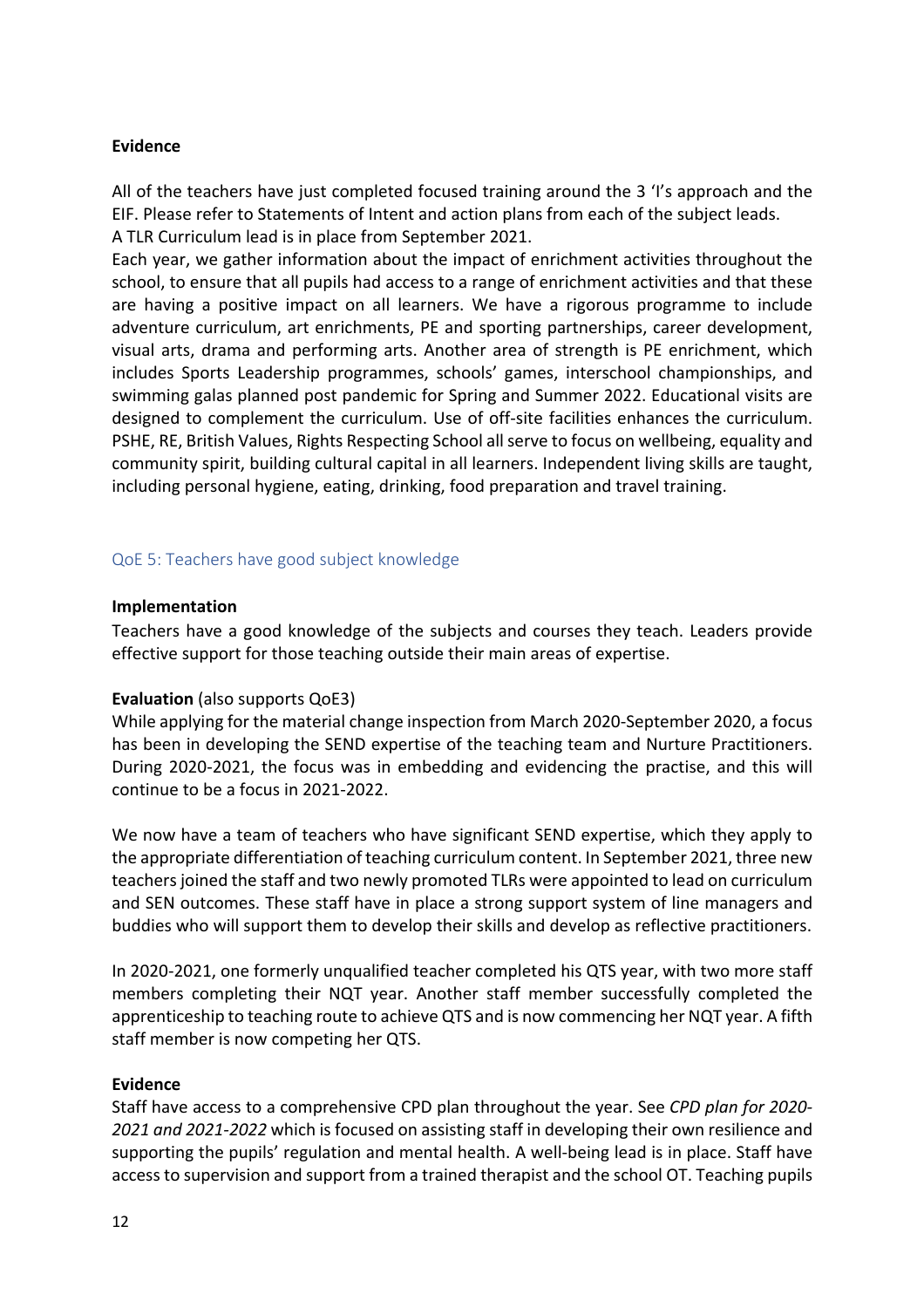**Evidence**

All of the teachers have just completed focused training around the 3 'I's approach and the EIF. Please refer to Statements of Intent and action plans from each of the subject leads.
A TLR Curriculum lead is in place from September 2021.
Each year, we gather information about the impact of enrichment activities throughout the school, to ensure that all pupils had access to a range of enrichment activities and that these are having a positive impact on all learners. We have a rigorous programme to include adventure curriculum, art enrichments, PE and sporting partnerships, career development, visual arts, drama and performing arts. Another area of strength is PE enrichment, which includes Sports Leadership programmes, schools' games, interschool championships, and swimming galas planned post pandemic for Spring and Summer 2022. Educational visits are designed to complement the curriculum. Use of off-site facilities enhances the curriculum. PSHE, RE, British Values, Rights Respecting School all serve to focus on wellbeing, equality and community spirit, building cultural capital in all learners. Independent living skills are taught, including personal hygiene, eating, drinking, food preparation and travel training.

### QoE 5: Teachers have good subject knowledge

**Implementation**
Teachers have a good knowledge of the subjects and courses they teach. Leaders provide effective support for those teaching outside their main areas of expertise.

**Evaluation** (also supports QoE3)
While applying for the material change inspection from March 2020-September 2020, a focus has been in developing the SEND expertise of the teaching team and Nurture Practitioners. During 2020-2021, the focus was in embedding and evidencing the practise, and this will continue to be a focus in 2021-2022.

We now have a team of teachers who have significant SEND expertise, which they apply to the appropriate differentiation of teaching curriculum content. In September 2021, three new teachers joined the staff and two newly promoted TLRs were appointed to lead on curriculum and SEN outcomes. These staff have in place a strong support system of line managers and buddies who will support them to develop their skills and develop as reflective practitioners.

In 2020-2021, one formerly unqualified teacher completed his QTS year, with two more staff members completing their NQT year. Another staff member successfully completed the apprenticeship to teaching route to achieve QTS and is now commencing her NQT year. A fifth staff member is now competing her QTS.

**Evidence**
Staff have access to a comprehensive CPD plan throughout the year. See *CPD plan for 2020-2021 and 2021-2022* which is focused on assisting staff in developing their own resilience and supporting the pupils' regulation and mental health. A well-being lead is in place. Staff have access to supervision and support from a trained therapist and the school OT. Teaching pupils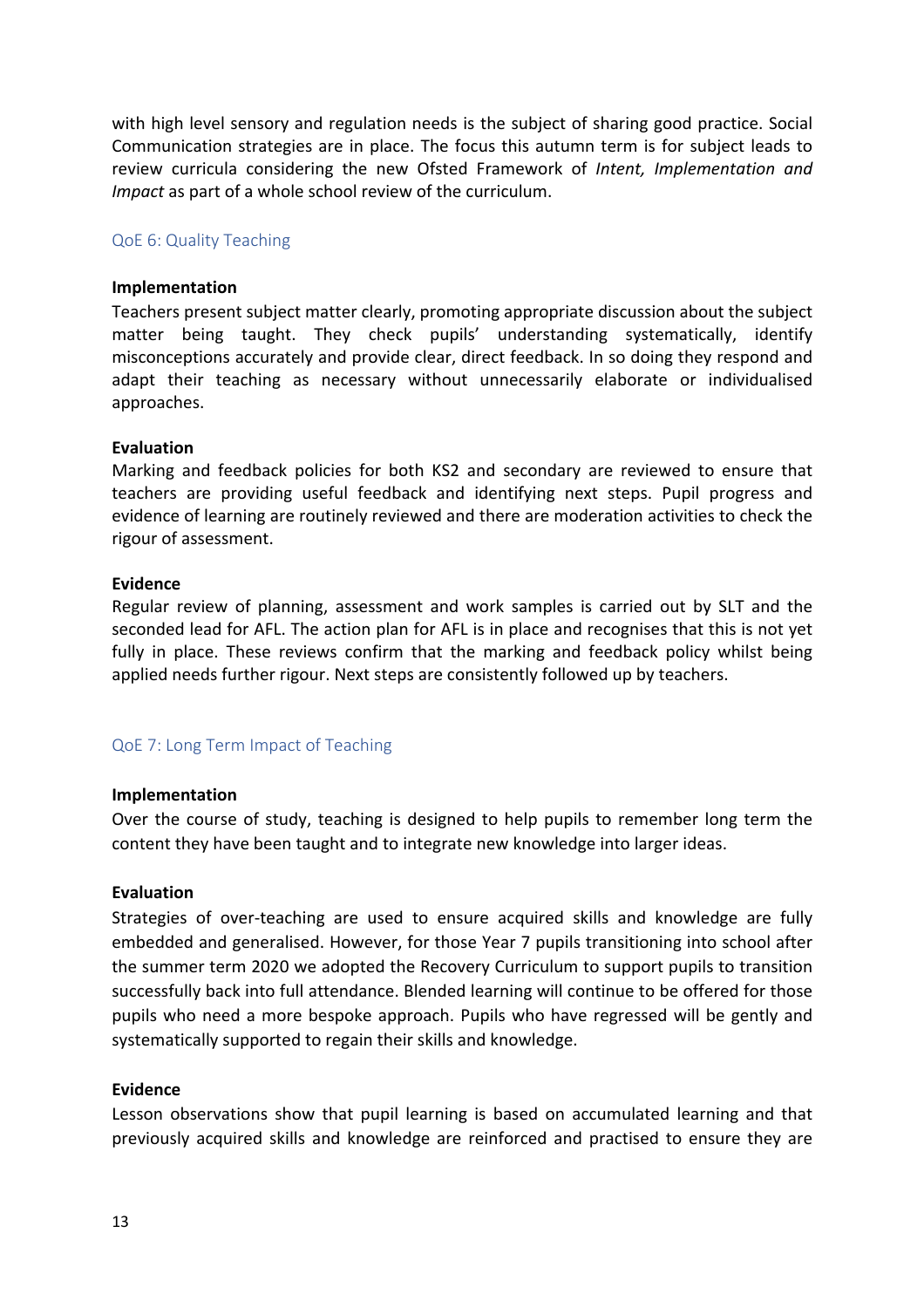with high level sensory and regulation needs is the subject of sharing good practice. Social Communication strategies are in place. The focus this autumn term is for subject leads to review curricula considering the new Ofsted Framework of *Intent, Implementation and Impact* as part of a whole school review of the curriculum.

### QoE 6: Quality Teaching

**Implementation**
Teachers present subject matter clearly, promoting appropriate discussion about the subject matter being taught. They check pupils' understanding systematically, identify misconceptions accurately and provide clear, direct feedback. In so doing they respond and adapt their teaching as necessary without unnecessarily elaborate or individualised approaches.

**Evaluation**
Marking and feedback policies for both KS2 and secondary are reviewed to ensure that teachers are providing useful feedback and identifying next steps. Pupil progress and evidence of learning are routinely reviewed and there are moderation activities to check the rigour of assessment.

**Evidence**
Regular review of planning, assessment and work samples is carried out by SLT and the seconded lead for AFL. The action plan for AFL is in place and recognises that this is not yet fully in place. These reviews confirm that the marking and feedback policy whilst being applied needs further rigour. Next steps are consistently followed up by teachers.

### QoE 7: Long Term Impact of Teaching

**Implementation**
Over the course of study, teaching is designed to help pupils to remember long term the content they have been taught and to integrate new knowledge into larger ideas.

**Evaluation**
Strategies of over-teaching are used to ensure acquired skills and knowledge are fully embedded and generalised. However, for those Year 7 pupils transitioning into school after the summer term 2020 we adopted the Recovery Curriculum to support pupils to transition successfully back into full attendance. Blended learning will continue to be offered for those pupils who need a more bespoke approach. Pupils who have regressed will be gently and systematically supported to regain their skills and knowledge.

**Evidence**
Lesson observations show that pupil learning is based on accumulated learning and that previously acquired skills and knowledge are reinforced and practised to ensure they are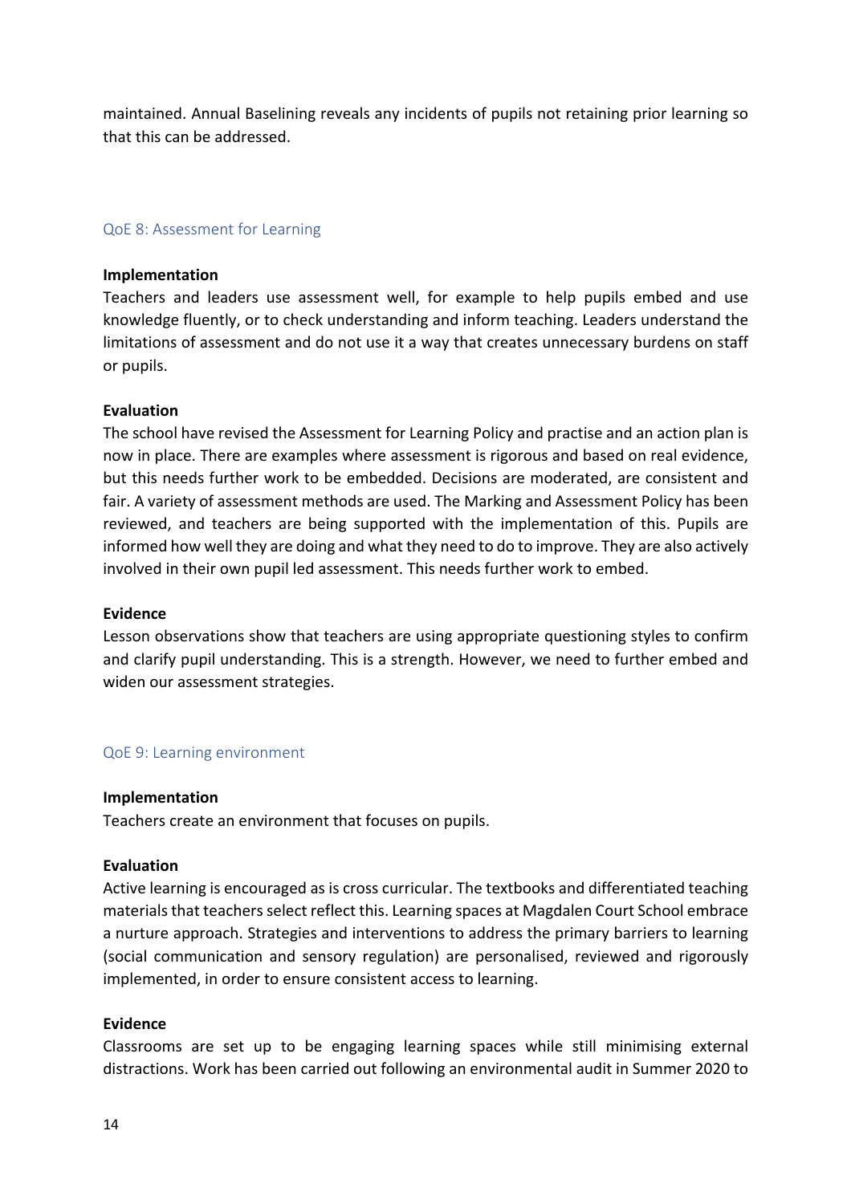maintained. Annual Baselining reveals any incidents of pupils not retaining prior learning so that this can be addressed.

### QoE 8: Assessment for Learning

**Implementation**
Teachers and leaders use assessment well, for example to help pupils embed and use knowledge fluently, or to check understanding and inform teaching. Leaders understand the limitations of assessment and do not use it a way that creates unnecessary burdens on staff or pupils.

**Evaluation**
The school have revised the Assessment for Learning Policy and practise and an action plan is now in place. There are examples where assessment is rigorous and based on real evidence, but this needs further work to be embedded. Decisions are moderated, are consistent and fair. A variety of assessment methods are used. The Marking and Assessment Policy has been reviewed, and teachers are being supported with the implementation of this. Pupils are informed how well they are doing and what they need to do to improve. They are also actively involved in their own pupil led assessment. This needs further work to embed.

**Evidence**
Lesson observations show that teachers are using appropriate questioning styles to confirm and clarify pupil understanding. This is a strength. However, we need to further embed and widen our assessment strategies.

### QoE 9: Learning environment

**Implementation**
Teachers create an environment that focuses on pupils.

**Evaluation**
Active learning is encouraged as is cross curricular. The textbooks and differentiated teaching materials that teachers select reflect this. Learning spaces at Magdalen Court School embrace a nurture approach. Strategies and interventions to address the primary barriers to learning (social communication and sensory regulation) are personalised, reviewed and rigorously implemented, in order to ensure consistent access to learning.

**Evidence**
Classrooms are set up to be engaging learning spaces while still minimising external distractions. Work has been carried out following an environmental audit in Summer 2020 to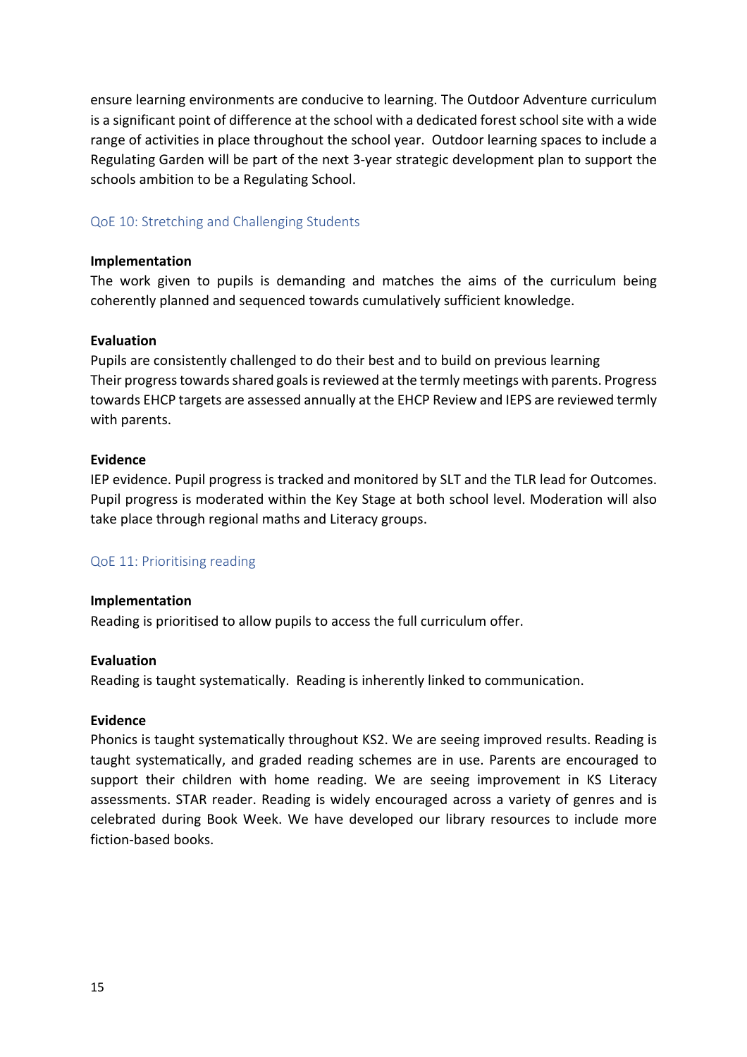ensure learning environments are conducive to learning. The Outdoor Adventure curriculum is a significant point of difference at the school with a dedicated forest school site with a wide range of activities in place throughout the school year. Outdoor learning spaces to include a Regulating Garden will be part of the next 3-year strategic development plan to support the schools ambition to be a Regulating School.

### QoE 10: Stretching and Challenging Students

**Implementation**
The work given to pupils is demanding and matches the aims of the curriculum being coherently planned and sequenced towards cumulatively sufficient knowledge.

**Evaluation**
Pupils are consistently challenged to do their best and to build on previous learning
Their progress towards shared goals is reviewed at the termly meetings with parents. Progress towards EHCP targets are assessed annually at the EHCP Review and IEPS are reviewed termly with parents.

**Evidence**
IEP evidence. Pupil progress is tracked and monitored by SLT and the TLR lead for Outcomes. Pupil progress is moderated within the Key Stage at both school level. Moderation will also take place through regional maths and Literacy groups.

### QoE 11: Prioritising reading

**Implementation**
Reading is prioritised to allow pupils to access the full curriculum offer.

**Evaluation**
Reading is taught systematically. Reading is inherently linked to communication.

**Evidence**
Phonics is taught systematically throughout KS2. We are seeing improved results. Reading is taught systematically, and graded reading schemes are in use. Parents are encouraged to support their children with home reading. We are seeing improvement in KS Literacy assessments. STAR reader. Reading is widely encouraged across a variety of genres and is celebrated during Book Week. We have developed our library resources to include more fiction-based books.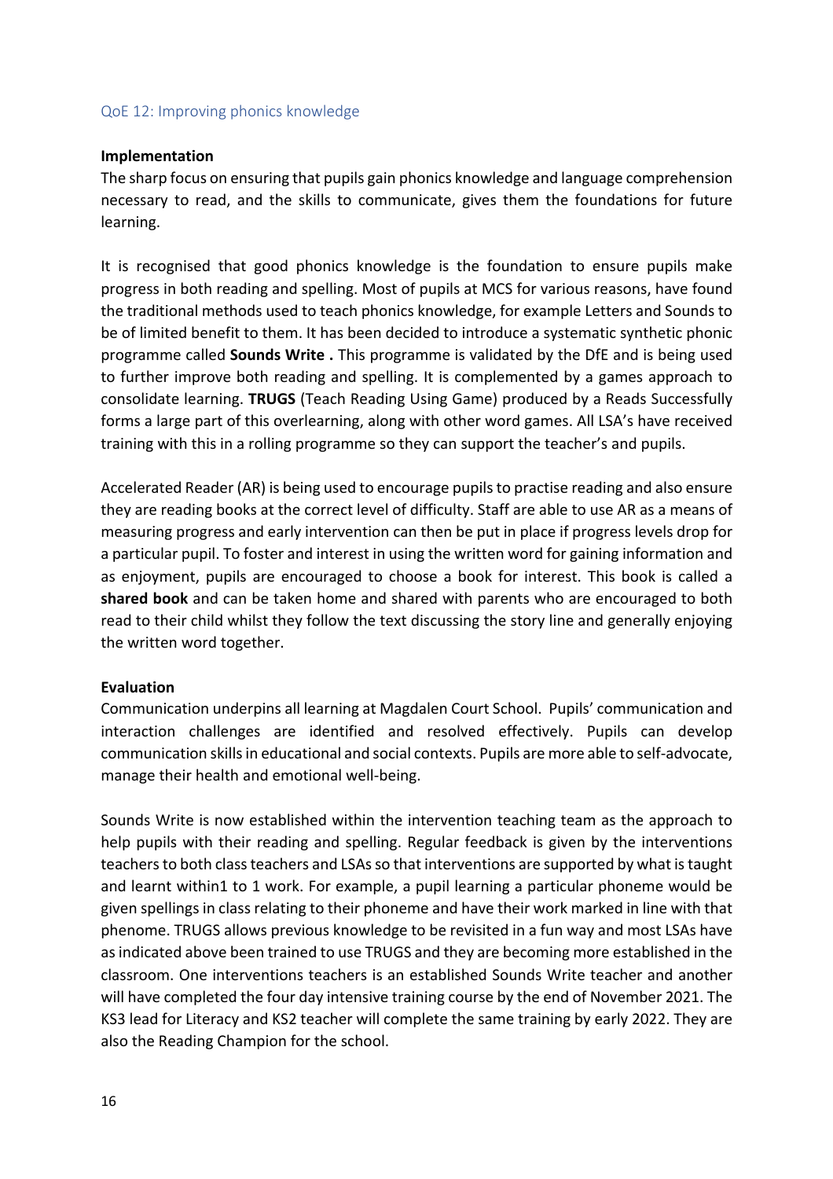## QoE 12: Improving phonics knowledge

**Implementation**

The sharp focus on ensuring that pupils gain phonics knowledge and language comprehension necessary to read, and the skills to communicate, gives them the foundations for future learning.

It is recognised that good phonics knowledge is the foundation to ensure pupils make progress in both reading and spelling. Most of pupils at MCS for various reasons, have found the traditional methods used to teach phonics knowledge, for example Letters and Sounds to be of limited benefit to them. It has been decided to introduce a systematic synthetic phonic programme called **Sounds Write .** This programme is validated by the DfE and is being used to further improve both reading and spelling. It is complemented by a games approach to consolidate learning. **TRUGS** (Teach Reading Using Game) produced by a Reads Successfully forms a large part of this overlearning, along with other word games. All LSA's have received training with this in a rolling programme so they can support the teacher's and pupils.

Accelerated Reader (AR) is being used to encourage pupils to practise reading and also ensure they are reading books at the correct level of difficulty. Staff are able to use AR as a means of measuring progress and early intervention can then be put in place if progress levels drop for a particular pupil. To foster and interest in using the written word for gaining information and as enjoyment, pupils are encouraged to choose a book for interest. This book is called a **shared book** and can be taken home and shared with parents who are encouraged to both read to their child whilst they follow the text discussing the story line and generally enjoying the written word together.

**Evaluation**

Communication underpins all learning at Magdalen Court School. Pupils' communication and interaction challenges are identified and resolved effectively. Pupils can develop communication skills in educational and social contexts. Pupils are more able to self-advocate, manage their health and emotional well-being.

Sounds Write is now established within the intervention teaching team as the approach to help pupils with their reading and spelling. Regular feedback is given by the interventions teachers to both class teachers and LSAs so that interventions are supported by what is taught and learnt within1 to 1 work. For example, a pupil learning a particular phoneme would be given spellings in class relating to their phoneme and have their work marked in line with that phenome. TRUGS allows previous knowledge to be revisited in a fun way and most LSAs have as indicated above been trained to use TRUGS and they are becoming more established in the classroom. One interventions teachers is an established Sounds Write teacher and another will have completed the four day intensive training course by the end of November 2021. The KS3 lead for Literacy and KS2 teacher will complete the same training by early 2022. They are also the Reading Champion for the school.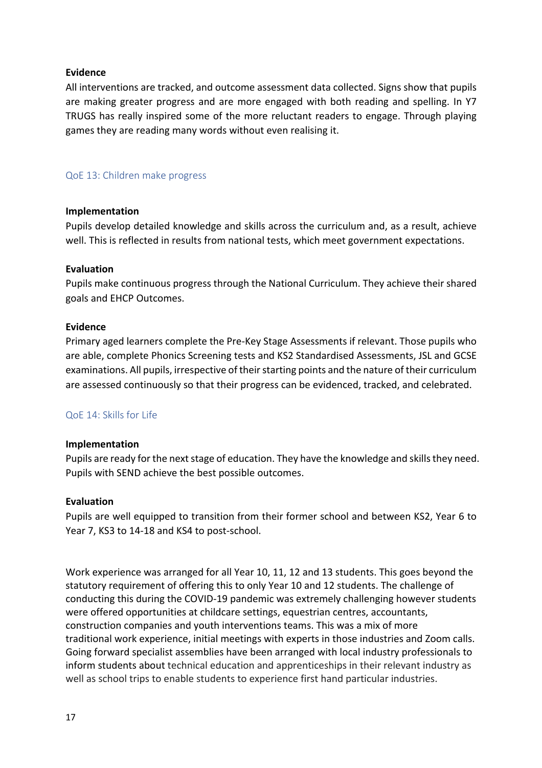**Evidence**

All interventions are tracked, and outcome assessment data collected. Signs show that pupils are making greater progress and are more engaged with both reading and spelling. In Y7 TRUGS has really inspired some of the more reluctant readers to engage. Through playing games they are reading many words without even realising it.

### QoE 13: Children make progress

**Implementation**

Pupils develop detailed knowledge and skills across the curriculum and, as a result, achieve well. This is reflected in results from national tests, which meet government expectations.

**Evaluation**

Pupils make continuous progress through the National Curriculum. They achieve their shared goals and EHCP Outcomes.

**Evidence**

Primary aged learners complete the Pre-Key Stage Assessments if relevant. Those pupils who are able, complete Phonics Screening tests and KS2 Standardised Assessments, JSL and GCSE examinations. All pupils, irrespective of their starting points and the nature of their curriculum are assessed continuously so that their progress can be evidenced, tracked, and celebrated.

### QoE 14: Skills for Life

**Implementation**

Pupils are ready for the next stage of education. They have the knowledge and skills they need. Pupils with SEND achieve the best possible outcomes.

**Evaluation**

Pupils are well equipped to transition from their former school and between KS2, Year 6 to Year 7, KS3 to 14-18 and KS4 to post-school.

Work experience was arranged for all Year 10, 11, 12 and 13 students. This goes beyond the statutory requirement of offering this to only Year 10 and 12 students. The challenge of conducting this during the COVID-19 pandemic was extremely challenging however students were offered opportunities at childcare settings, equestrian centres, accountants, construction companies and youth interventions teams. This was a mix of more traditional work experience, initial meetings with experts in those industries and Zoom calls. Going forward specialist assemblies have been arranged with local industry professionals to inform students about technical education and apprenticeships in their relevant industry as well as school trips to enable students to experience first hand particular industries.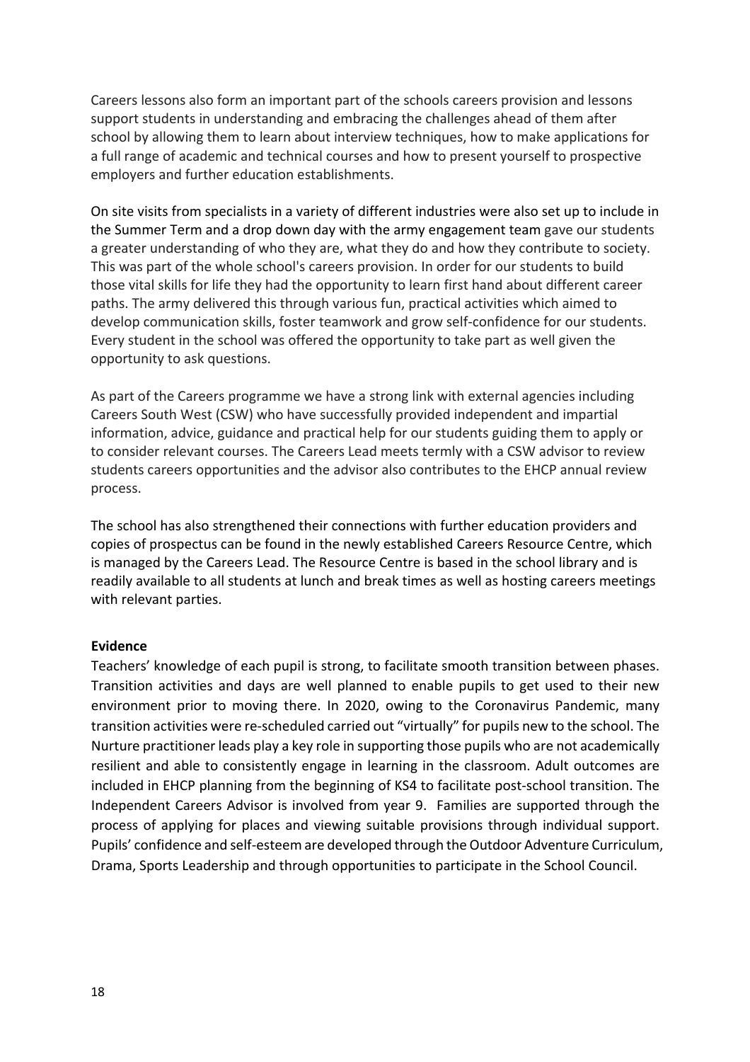Careers lessons also form an important part of the schools careers provision and lessons support students in understanding and embracing the challenges ahead of them after school by allowing them to learn about interview techniques, how to make applications for a full range of academic and technical courses and how to present yourself to prospective employers and further education establishments.

On site visits from specialists in a variety of different industries were also set up to include in the Summer Term and a drop down day with the army engagement team gave our students a greater understanding of who they are, what they do and how they contribute to society. This was part of the whole school's careers provision. In order for our students to build those vital skills for life they had the opportunity to learn first hand about different career paths. The army delivered this through various fun, practical activities which aimed to develop communication skills, foster teamwork and grow self-confidence for our students. Every student in the school was offered the opportunity to take part as well given the opportunity to ask questions.

As part of the Careers programme we have a strong link with external agencies including Careers South West (CSW) who have successfully provided independent and impartial information, advice, guidance and practical help for our students guiding them to apply or to consider relevant courses. The Careers Lead meets termly with a CSW advisor to review students careers opportunities and the advisor also contributes to the EHCP annual review process.

The school has also strengthened their connections with further education providers and copies of prospectus can be found in the newly established Careers Resource Centre, which is managed by the Careers Lead. The Resource Centre is based in the school library and is readily available to all students at lunch and break times as well as hosting careers meetings with relevant parties.

**Evidence**

Teachers' knowledge of each pupil is strong, to facilitate smooth transition between phases. Transition activities and days are well planned to enable pupils to get used to their new environment prior to moving there. In 2020, owing to the Coronavirus Pandemic, many transition activities were re-scheduled carried out "virtually" for pupils new to the school. The Nurture practitioner leads play a key role in supporting those pupils who are not academically resilient and able to consistently engage in learning in the classroom. Adult outcomes are included in EHCP planning from the beginning of KS4 to facilitate post-school transition. The Independent Careers Advisor is involved from year 9. Families are supported through the process of applying for places and viewing suitable provisions through individual support. Pupils' confidence and self-esteem are developed through the Outdoor Adventure Curriculum, Drama, Sports Leadership and through opportunities to participate in the School Council.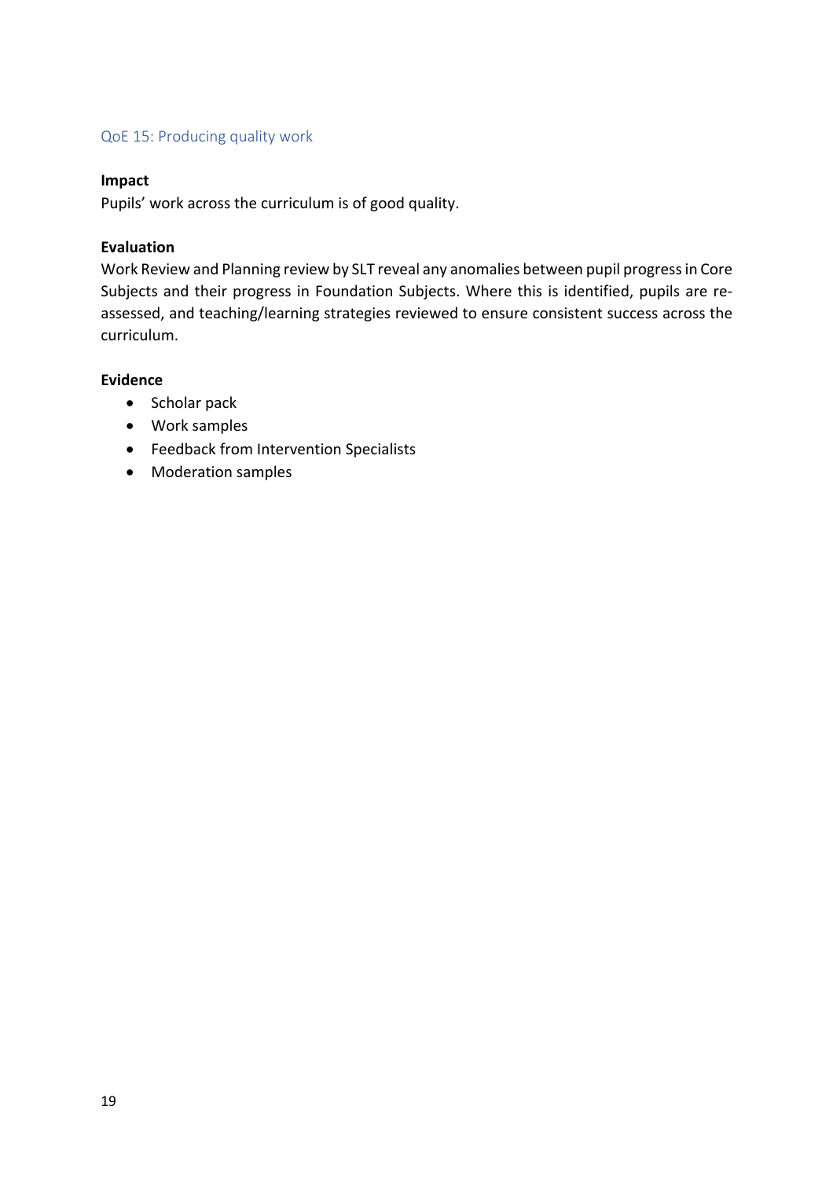### QoE 15: Producing quality work

**Impact**

Pupils' work across the curriculum is of good quality.

**Evaluation**

Work Review and Planning review by SLT reveal any anomalies between pupil progress in Core Subjects and their progress in Foundation Subjects. Where this is identified, pupils are re-assessed, and teaching/learning strategies reviewed to ensure consistent success across the curriculum.

**Evidence**

- Scholar pack
- Work samples
- Feedback from Intervention Specialists
- Moderation samples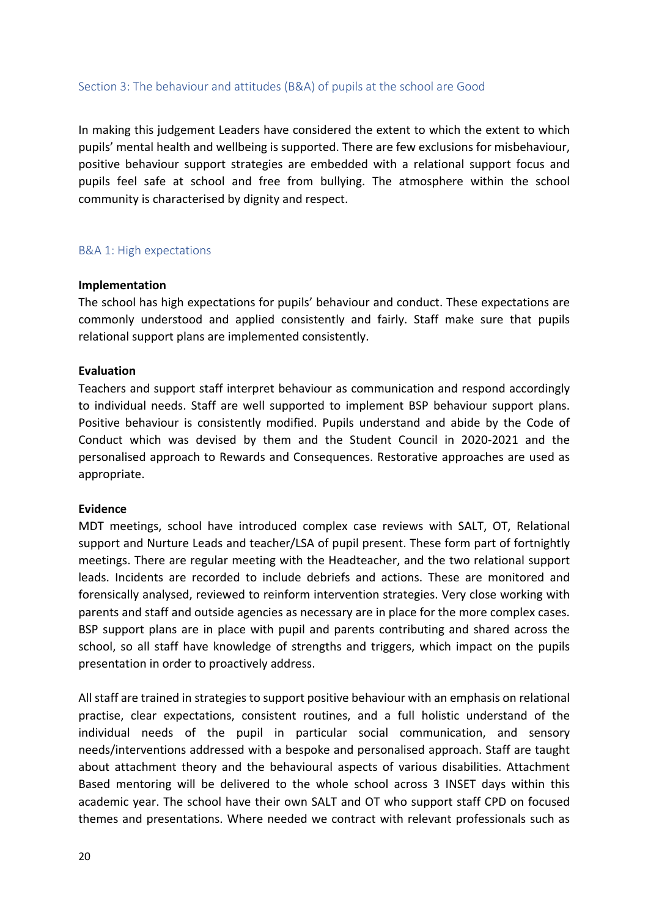## Section 3: The behaviour and attitudes (B&A) of pupils at the school are Good

In making this judgement Leaders have considered the extent to which the extent to which pupils' mental health and wellbeing is supported. There are few exclusions for misbehaviour, positive behaviour support strategies are embedded with a relational support focus and pupils feel safe at school and free from bullying. The atmosphere within the school community is characterised by dignity and respect.

### B&A 1: High expectations

**Implementation**

The school has high expectations for pupils' behaviour and conduct. These expectations are commonly understood and applied consistently and fairly. Staff make sure that pupils relational support plans are implemented consistently.

**Evaluation**

Teachers and support staff interpret behaviour as communication and respond accordingly to individual needs. Staff are well supported to implement BSP behaviour support plans. Positive behaviour is consistently modified. Pupils understand and abide by the Code of Conduct which was devised by them and the Student Council in 2020-2021 and the personalised approach to Rewards and Consequences. Restorative approaches are used as appropriate.

**Evidence**

MDT meetings, school have introduced complex case reviews with SALT, OT, Relational support and Nurture Leads and teacher/LSA of pupil present. These form part of fortnightly meetings. There are regular meeting with the Headteacher, and the two relational support leads. Incidents are recorded to include debriefs and actions. These are monitored and forensically analysed, reviewed to reinform intervention strategies. Very close working with parents and staff and outside agencies as necessary are in place for the more complex cases. BSP support plans are in place with pupil and parents contributing and shared across the school, so all staff have knowledge of strengths and triggers, which impact on the pupils presentation in order to proactively address.

All staff are trained in strategies to support positive behaviour with an emphasis on relational practise, clear expectations, consistent routines, and a full holistic understand of the individual needs of the pupil in particular social communication, and sensory needs/interventions addressed with a bespoke and personalised approach. Staff are taught about attachment theory and the behavioural aspects of various disabilities. Attachment Based mentoring will be delivered to the whole school across 3 INSET days within this academic year. The school have their own SALT and OT who support staff CPD on focused themes and presentations. Where needed we contract with relevant professionals such as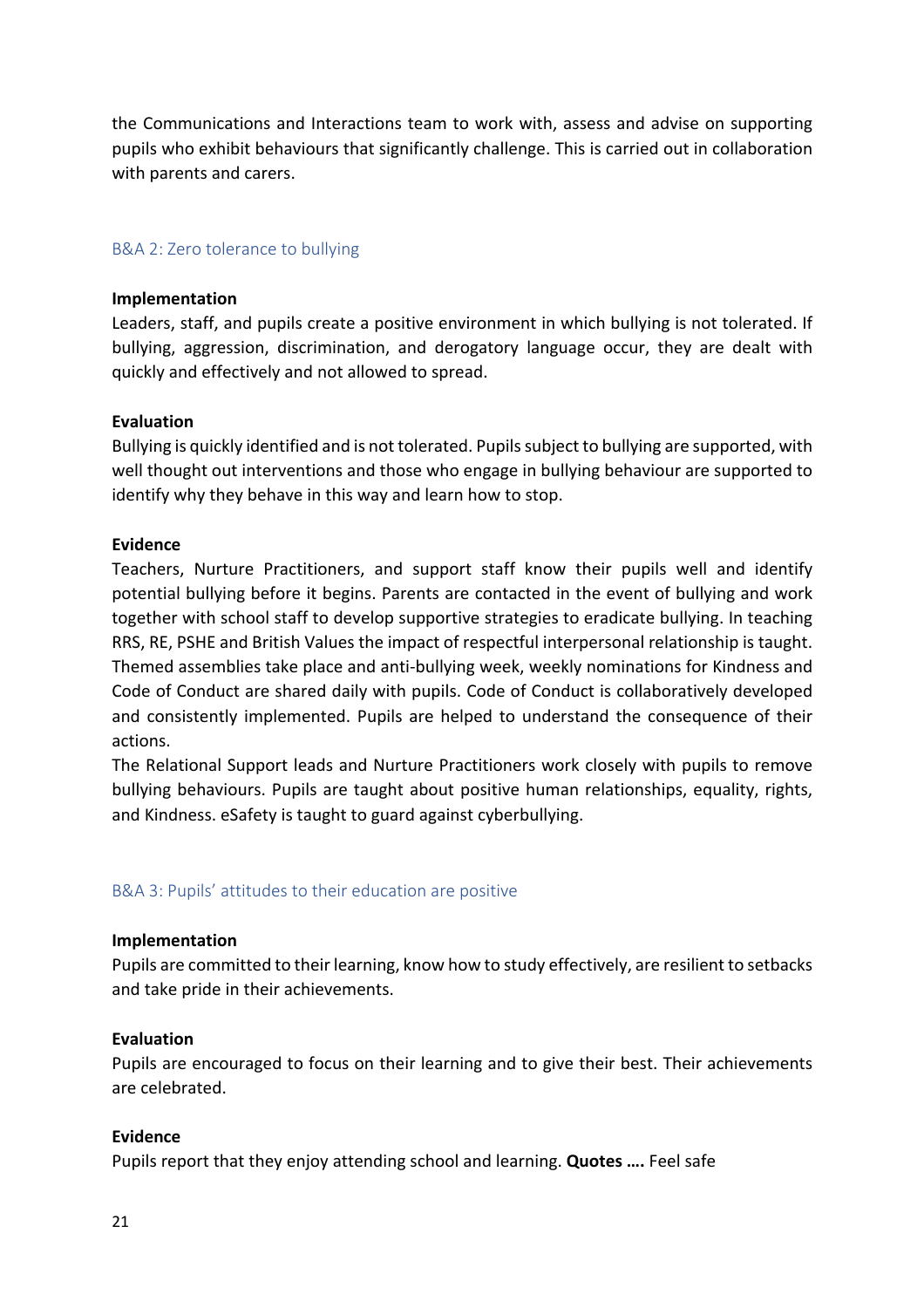the Communications and Interactions team to work with, assess and advise on supporting pupils who exhibit behaviours that significantly challenge. This is carried out in collaboration with parents and carers.

### B&A 2: Zero tolerance to bullying

**Implementation**
Leaders, staff, and pupils create a positive environment in which bullying is not tolerated. If bullying, aggression, discrimination, and derogatory language occur, they are dealt with quickly and effectively and not allowed to spread.

**Evaluation**
Bullying is quickly identified and is not tolerated. Pupils subject to bullying are supported, with well thought out interventions and those who engage in bullying behaviour are supported to identify why they behave in this way and learn how to stop.

**Evidence**
Teachers, Nurture Practitioners, and support staff know their pupils well and identify potential bullying before it begins. Parents are contacted in the event of bullying and work together with school staff to develop supportive strategies to eradicate bullying. In teaching RRS, RE, PSHE and British Values the impact of respectful interpersonal relationship is taught. Themed assemblies take place and anti-bullying week, weekly nominations for Kindness and Code of Conduct are shared daily with pupils. Code of Conduct is collaboratively developed and consistently implemented. Pupils are helped to understand the consequence of their actions.
The Relational Support leads and Nurture Practitioners work closely with pupils to remove bullying behaviours. Pupils are taught about positive human relationships, equality, rights, and Kindness. eSafety is taught to guard against cyberbullying.

### B&A 3: Pupils' attitudes to their education are positive

**Implementation**
Pupils are committed to their learning, know how to study effectively, are resilient to setbacks and take pride in their achievements.

**Evaluation**
Pupils are encouraged to focus on their learning and to give their best. Their achievements are celebrated.

**Evidence**
Pupils report that they enjoy attending school and learning. **Quotes ….** Feel safe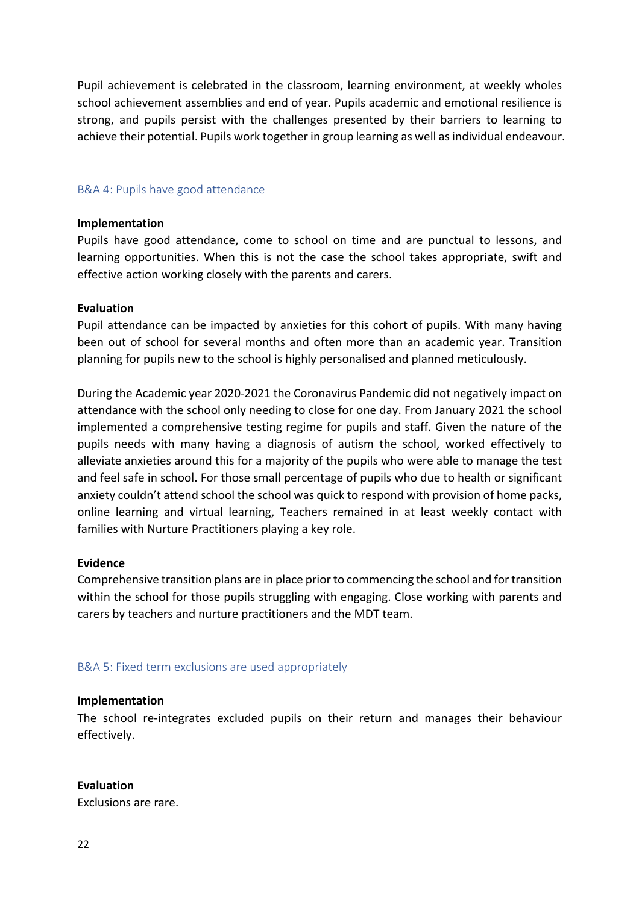Pupil achievement is celebrated in the classroom, learning environment, at weekly wholes school achievement assemblies and end of year. Pupils academic and emotional resilience is strong, and pupils persist with the challenges presented by their barriers to learning to achieve their potential. Pupils work together in group learning as well as individual endeavour.

### B&A 4: Pupils have good attendance

**Implementation**
Pupils have good attendance, come to school on time and are punctual to lessons, and learning opportunities. When this is not the case the school takes appropriate, swift and effective action working closely with the parents and carers.

**Evaluation**
Pupil attendance can be impacted by anxieties for this cohort of pupils. With many having been out of school for several months and often more than an academic year. Transition planning for pupils new to the school is highly personalised and planned meticulously.

During the Academic year 2020-2021 the Coronavirus Pandemic did not negatively impact on attendance with the school only needing to close for one day. From January 2021 the school implemented a comprehensive testing regime for pupils and staff. Given the nature of the pupils needs with many having a diagnosis of autism the school, worked effectively to alleviate anxieties around this for a majority of the pupils who were able to manage the test and feel safe in school. For those small percentage of pupils who due to health or significant anxiety couldn't attend school the school was quick to respond with provision of home packs, online learning and virtual learning, Teachers remained in at least weekly contact with families with Nurture Practitioners playing a key role.

**Evidence**
Comprehensive transition plans are in place prior to commencing the school and for transition within the school for those pupils struggling with engaging. Close working with parents and carers by teachers and nurture practitioners and the MDT team.

### B&A 5: Fixed term exclusions are used appropriately

**Implementation**
The school re-integrates excluded pupils on their return and manages their behaviour effectively.

**Evaluation**
Exclusions are rare.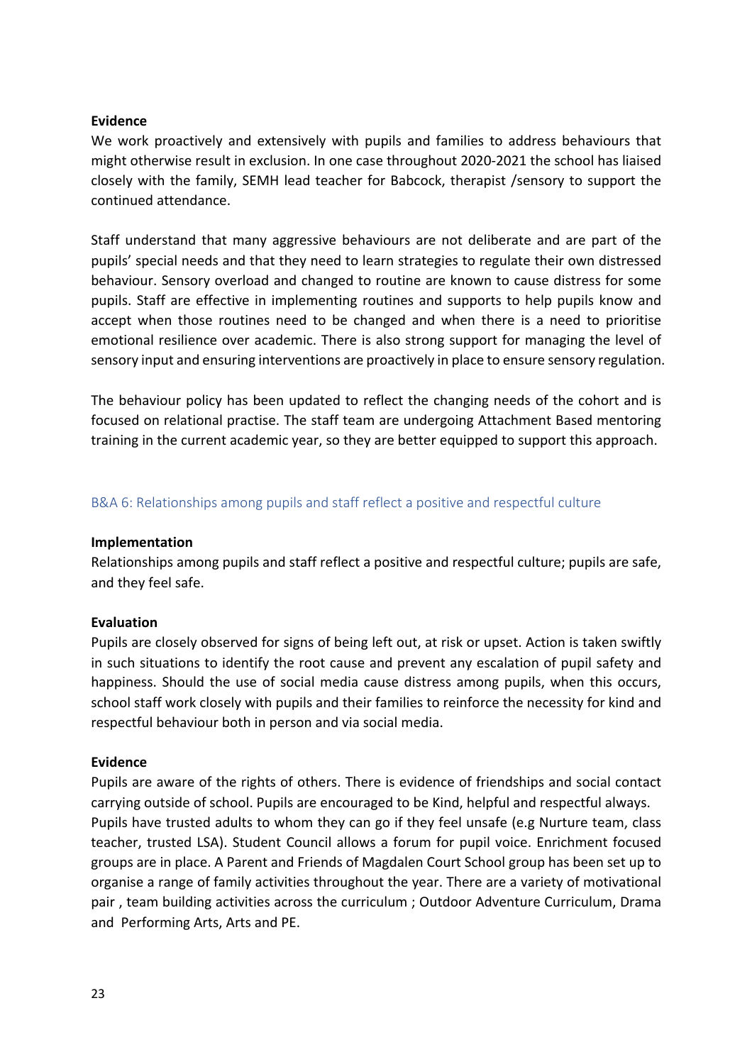**Evidence**

We work proactively and extensively with pupils and families to address behaviours that might otherwise result in exclusion. In one case throughout 2020-2021 the school has liaised closely with the family, SEMH lead teacher for Babcock, therapist /sensory to support the continued attendance.

Staff understand that many aggressive behaviours are not deliberate and are part of the pupils' special needs and that they need to learn strategies to regulate their own distressed behaviour. Sensory overload and changed to routine are known to cause distress for some pupils. Staff are effective in implementing routines and supports to help pupils know and accept when those routines need to be changed and when there is a need to prioritise emotional resilience over academic. There is also strong support for managing the level of sensory input and ensuring interventions are proactively in place to ensure sensory regulation.

The behaviour policy has been updated to reflect the changing needs of the cohort and is focused on relational practise. The staff team are undergoing Attachment Based mentoring training in the current academic year, so they are better equipped to support this approach.

## B&A 6: Relationships among pupils and staff reflect a positive and respectful culture

**Implementation**

Relationships among pupils and staff reflect a positive and respectful culture; pupils are safe, and they feel safe.

**Evaluation**

Pupils are closely observed for signs of being left out, at risk or upset. Action is taken swiftly in such situations to identify the root cause and prevent any escalation of pupil safety and happiness. Should the use of social media cause distress among pupils, when this occurs, school staff work closely with pupils and their families to reinforce the necessity for kind and respectful behaviour both in person and via social media.

**Evidence**

Pupils are aware of the rights of others. There is evidence of friendships and social contact carrying outside of school. Pupils are encouraged to be Kind, helpful and respectful always. Pupils have trusted adults to whom they can go if they feel unsafe (e.g Nurture team, class teacher, trusted LSA). Student Council allows a forum for pupil voice. Enrichment focused groups are in place. A Parent and Friends of Magdalen Court School group has been set up to organise a range of family activities throughout the year. There are a variety of motivational pair , team building activities across the curriculum ; Outdoor Adventure Curriculum, Drama and Performing Arts, Arts and PE.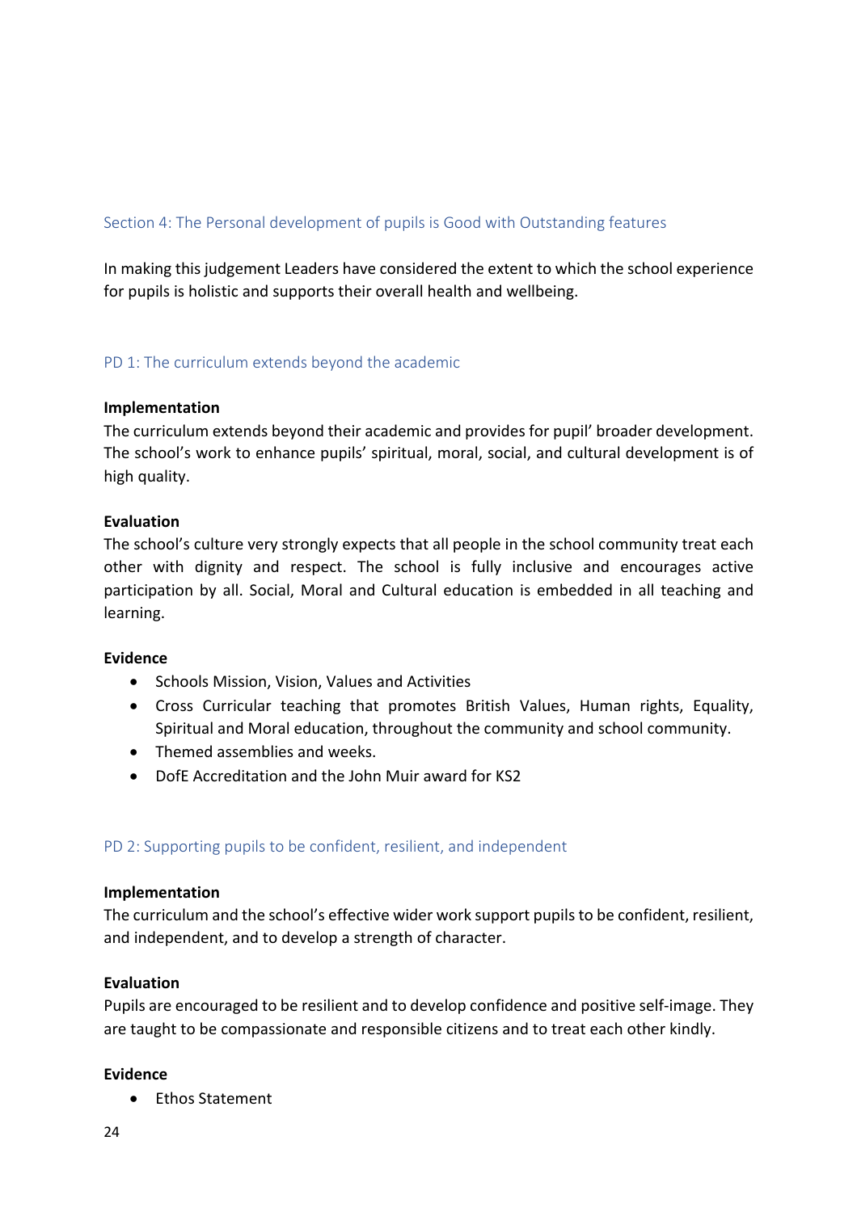## Section 4: The Personal development of pupils is Good with Outstanding features

In making this judgement Leaders have considered the extent to which the school experience for pupils is holistic and supports their overall health and wellbeing.

### PD 1: The curriculum extends beyond the academic

**Implementation**

The curriculum extends beyond their academic and provides for pupil' broader development. The school's work to enhance pupils' spiritual, moral, social, and cultural development is of high quality.

**Evaluation**

The school's culture very strongly expects that all people in the school community treat each other with dignity and respect. The school is fully inclusive and encourages active participation by all. Social, Moral and Cultural education is embedded in all teaching and learning.

**Evidence**

- Schools Mission, Vision, Values and Activities
- Cross Curricular teaching that promotes British Values, Human rights, Equality, Spiritual and Moral education, throughout the community and school community.
- Themed assemblies and weeks.
- DofE Accreditation and the John Muir award for KS2

### PD 2: Supporting pupils to be confident, resilient, and independent

**Implementation**

The curriculum and the school's effective wider work support pupils to be confident, resilient, and independent, and to develop a strength of character.

**Evaluation**

Pupils are encouraged to be resilient and to develop confidence and positive self-image. They are taught to be compassionate and responsible citizens and to treat each other kindly.

**Evidence**

- Ethos Statement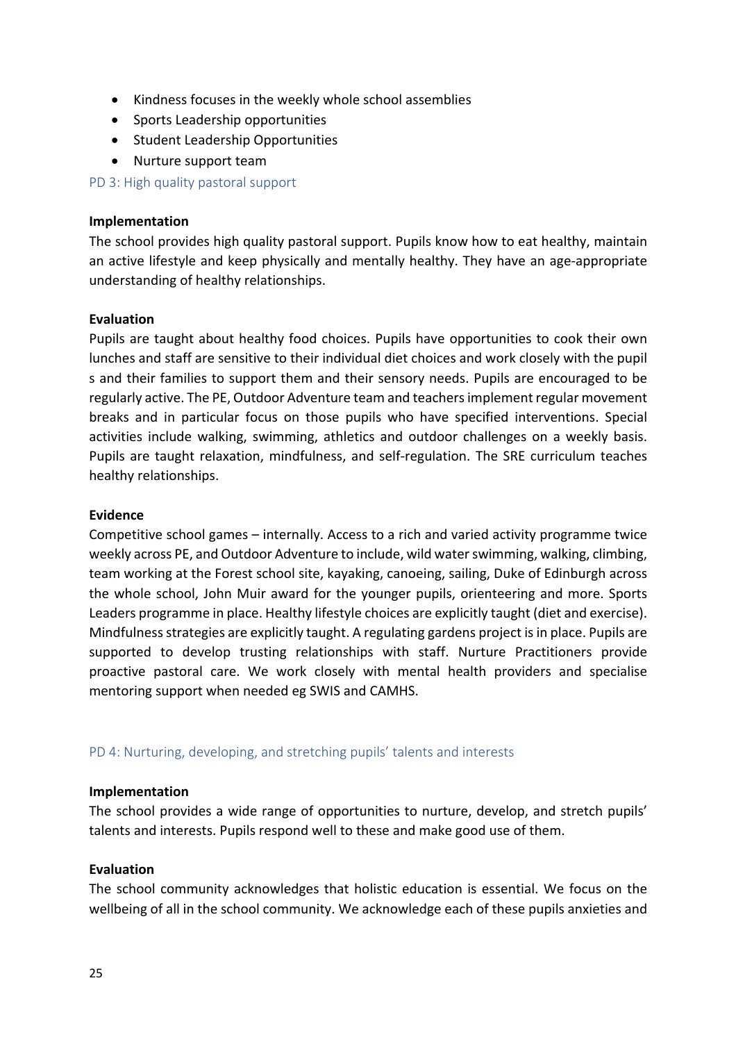- Kindness focuses in the weekly whole school assemblies
- Sports Leadership opportunities
- Student Leadership Opportunities
- Nurture support team

### PD 3: High quality pastoral support

**Implementation**

The school provides high quality pastoral support. Pupils know how to eat healthy, maintain an active lifestyle and keep physically and mentally healthy. They have an age-appropriate understanding of healthy relationships.

**Evaluation**

Pupils are taught about healthy food choices. Pupils have opportunities to cook their own lunches and staff are sensitive to their individual diet choices and work closely with the pupil s and their families to support them and their sensory needs. Pupils are encouraged to be regularly active. The PE, Outdoor Adventure team and teachers implement regular movement breaks and in particular focus on those pupils who have specified interventions. Special activities include walking, swimming, athletics and outdoor challenges on a weekly basis. Pupils are taught relaxation, mindfulness, and self-regulation. The SRE curriculum teaches healthy relationships.

**Evidence**

Competitive school games – internally. Access to a rich and varied activity programme twice weekly across PE, and Outdoor Adventure to include, wild water swimming, walking, climbing, team working at the Forest school site, kayaking, canoeing, sailing, Duke of Edinburgh across the whole school, John Muir award for the younger pupils, orienteering and more. Sports Leaders programme in place. Healthy lifestyle choices are explicitly taught (diet and exercise). Mindfulness strategies are explicitly taught. A regulating gardens project is in place. Pupils are supported to develop trusting relationships with staff. Nurture Practitioners provide proactive pastoral care. We work closely with mental health providers and specialise mentoring support when needed eg SWIS and CAMHS.

### PD 4: Nurturing, developing, and stretching pupils' talents and interests

**Implementation**

The school provides a wide range of opportunities to nurture, develop, and stretch pupils' talents and interests. Pupils respond well to these and make good use of them.

**Evaluation**

The school community acknowledges that holistic education is essential. We focus on the wellbeing of all in the school community. We acknowledge each of these pupils anxieties and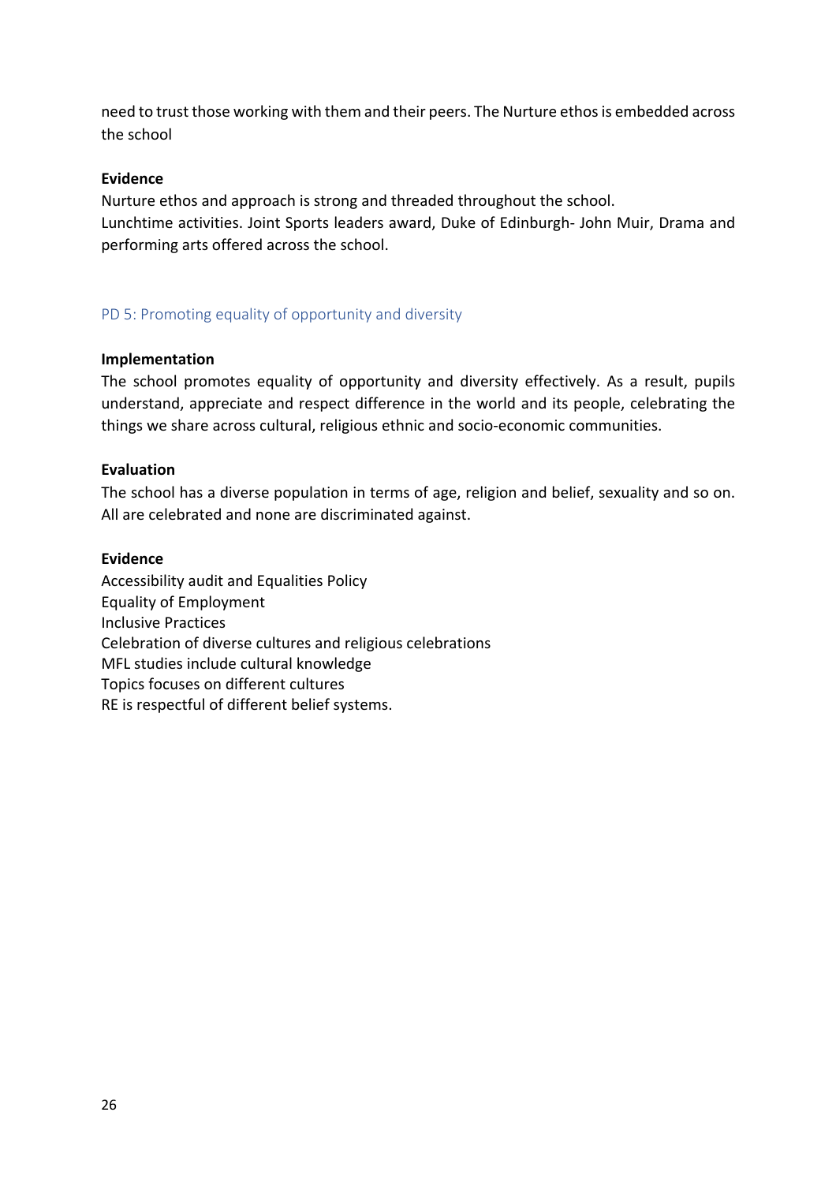need to trust those working with them and their peers. The Nurture ethos is embedded across the school

**Evidence**

Nurture ethos and approach is strong and threaded throughout the school.
Lunchtime activities. Joint Sports leaders award, Duke of Edinburgh- John Muir, Drama and performing arts offered across the school.

### PD 5: Promoting equality of opportunity and diversity

**Implementation**

The school promotes equality of opportunity and diversity effectively. As a result, pupils understand, appreciate and respect difference in the world and its people, celebrating the things we share across cultural, religious ethnic and socio-economic communities.

**Evaluation**

The school has a diverse population in terms of age, religion and belief, sexuality and so on. All are celebrated and none are discriminated against.

**Evidence**

Accessibility audit and Equalities Policy
Equality of Employment
Inclusive Practices
Celebration of diverse cultures and religious celebrations
MFL studies include cultural knowledge
Topics focuses on different cultures
RE is respectful of different belief systems.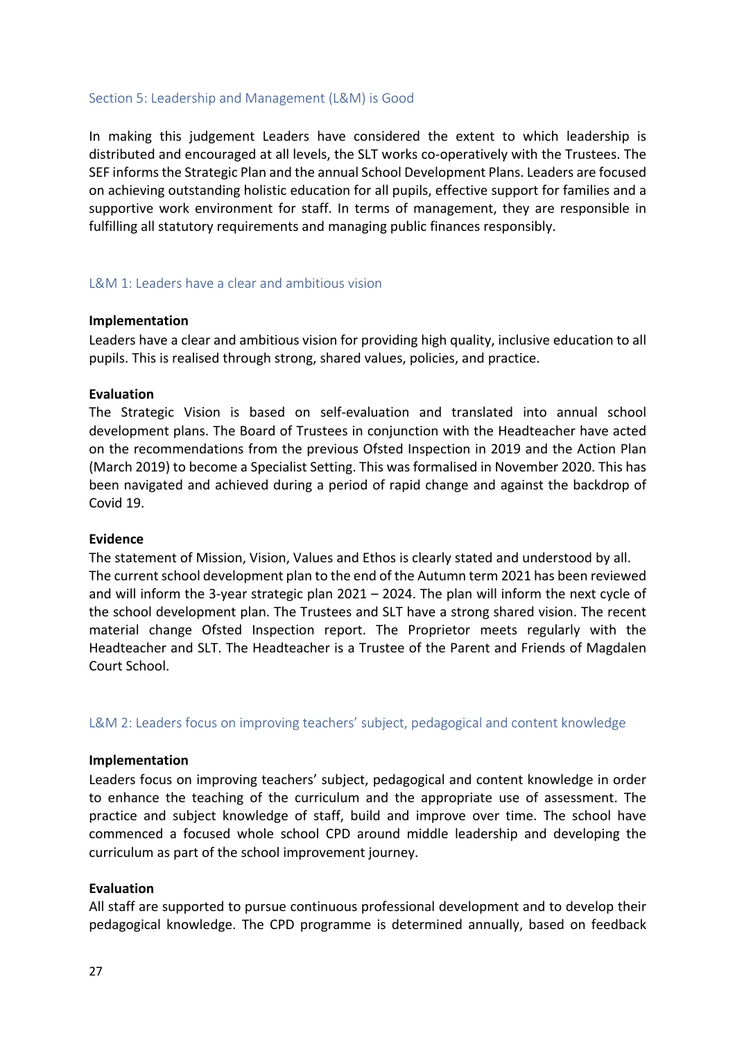## Section 5: Leadership and Management (L&M) is Good

In making this judgement Leaders have considered the extent to which leadership is distributed and encouraged at all levels, the SLT works co-operatively with the Trustees. The SEF informs the Strategic Plan and the annual School Development Plans. Leaders are focused on achieving outstanding holistic education for all pupils, effective support for families and a supportive work environment for staff. In terms of management, they are responsible in fulfilling all statutory requirements and managing public finances responsibly.

### L&M 1: Leaders have a clear and ambitious vision

**Implementation**
Leaders have a clear and ambitious vision for providing high quality, inclusive education to all pupils. This is realised through strong, shared values, policies, and practice.

**Evaluation**
The Strategic Vision is based on self-evaluation and translated into annual school development plans. The Board of Trustees in conjunction with the Headteacher have acted on the recommendations from the previous Ofsted Inspection in 2019 and the Action Plan (March 2019) to become a Specialist Setting. This was formalised in November 2020. This has been navigated and achieved during a period of rapid change and against the backdrop of Covid 19.

**Evidence**
The statement of Mission, Vision, Values and Ethos is clearly stated and understood by all. The current school development plan to the end of the Autumn term 2021 has been reviewed and will inform the 3-year strategic plan 2021 – 2024. The plan will inform the next cycle of the school development plan. The Trustees and SLT have a strong shared vision. The recent material change Ofsted Inspection report. The Proprietor meets regularly with the Headteacher and SLT. The Headteacher is a Trustee of the Parent and Friends of Magdalen Court School.

### L&M 2: Leaders focus on improving teachers' subject, pedagogical and content knowledge

**Implementation**
Leaders focus on improving teachers' subject, pedagogical and content knowledge in order to enhance the teaching of the curriculum and the appropriate use of assessment. The practice and subject knowledge of staff, build and improve over time. The school have commenced a focused whole school CPD around middle leadership and developing the curriculum as part of the school improvement journey.

**Evaluation**
All staff are supported to pursue continuous professional development and to develop their pedagogical knowledge. The CPD programme is determined annually, based on feedback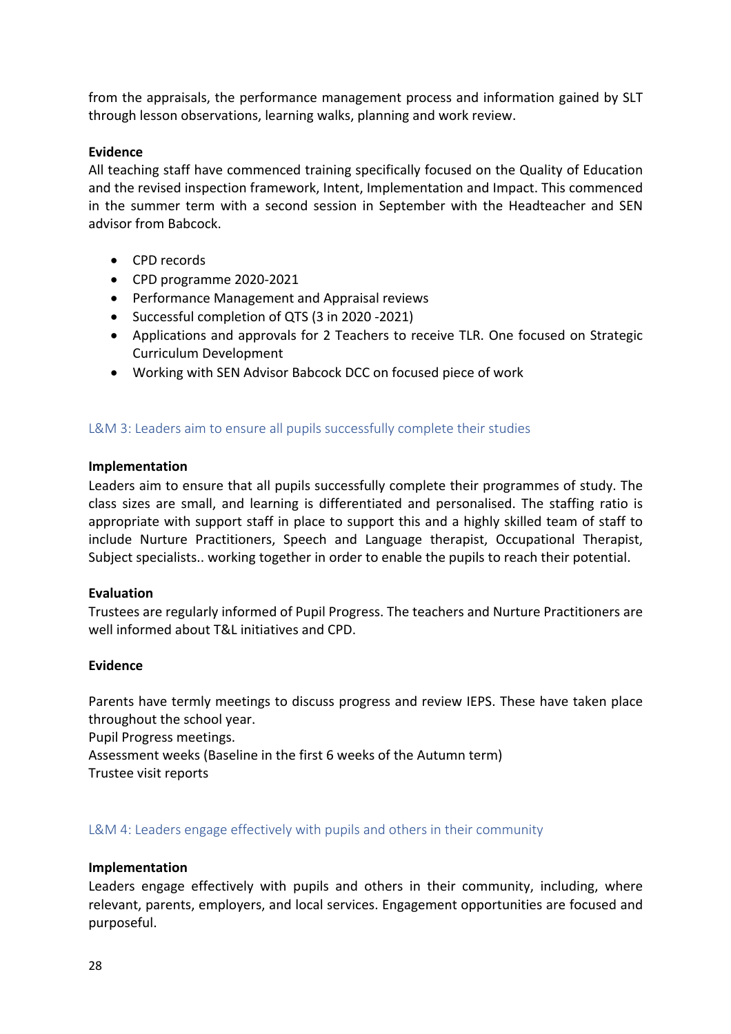from the appraisals, the performance management process and information gained by SLT through lesson observations, learning walks, planning and work review.

**Evidence**

All teaching staff have commenced training specifically focused on the Quality of Education and the revised inspection framework, Intent, Implementation and Impact. This commenced in the summer term with a second session in September with the Headteacher and SEN advisor from Babcock.

- CPD records
- CPD programme 2020-2021
- Performance Management and Appraisal reviews
- Successful completion of QTS (3 in 2020 -2021)
- Applications and approvals for 2 Teachers to receive TLR. One focused on Strategic Curriculum Development
- Working with SEN Advisor Babcock DCC on focused piece of work

### L&M 3: Leaders aim to ensure all pupils successfully complete their studies

**Implementation**

Leaders aim to ensure that all pupils successfully complete their programmes of study. The class sizes are small, and learning is differentiated and personalised. The staffing ratio is appropriate with support staff in place to support this and a highly skilled team of staff to include Nurture Practitioners, Speech and Language therapist, Occupational Therapist, Subject specialists.. working together in order to enable the pupils to reach their potential.

**Evaluation**

Trustees are regularly informed of Pupil Progress. The teachers and Nurture Practitioners are well informed about T&L initiatives and CPD.

**Evidence**

Parents have termly meetings to discuss progress and review IEPS. These have taken place throughout the school year.
Pupil Progress meetings.
Assessment weeks (Baseline in the first 6 weeks of the Autumn term)
Trustee visit reports

### L&M 4: Leaders engage effectively with pupils and others in their community

**Implementation**

Leaders engage effectively with pupils and others in their community, including, where relevant, parents, employers, and local services. Engagement opportunities are focused and purposeful.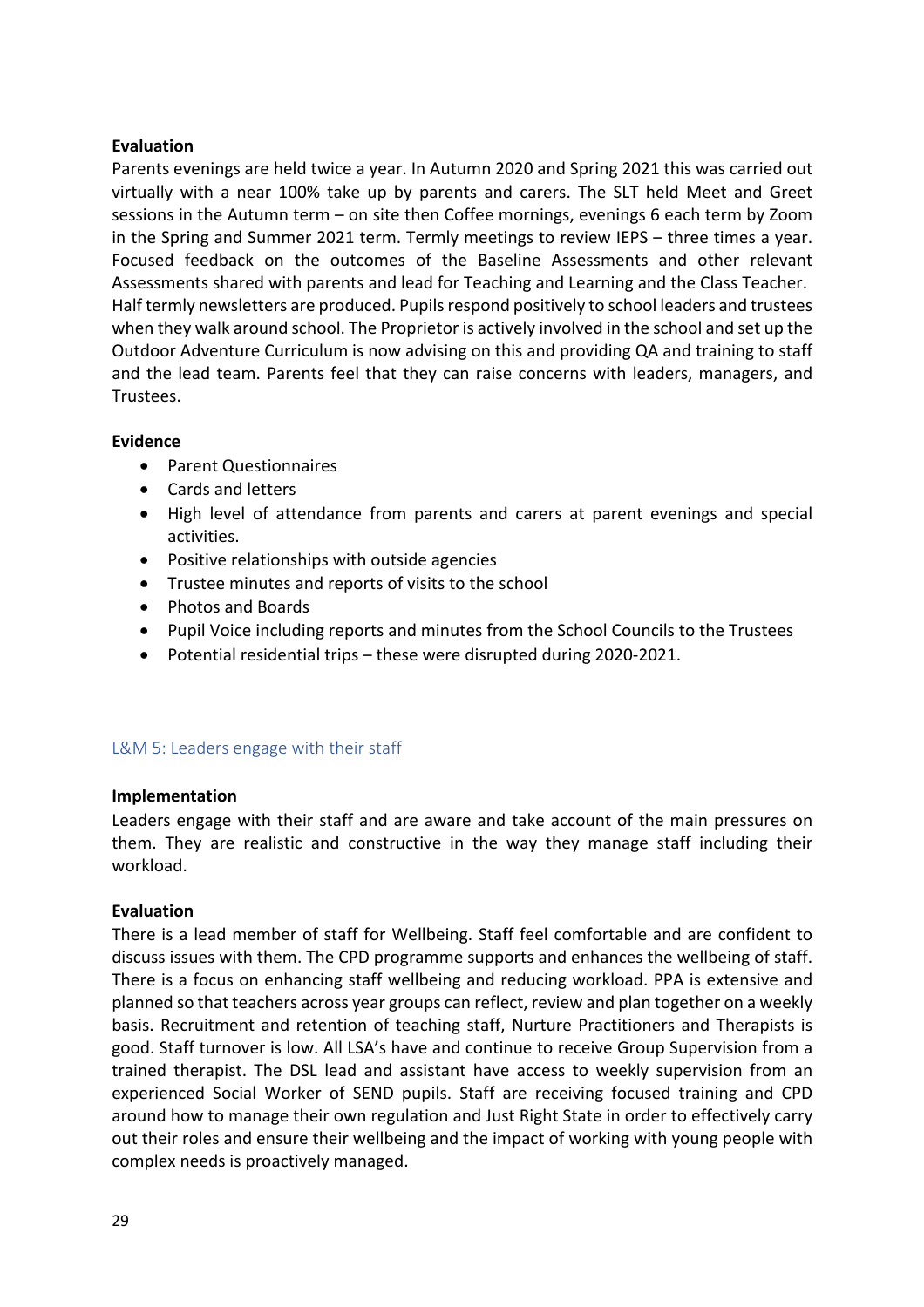**Evaluation**

Parents evenings are held twice a year. In Autumn 2020 and Spring 2021 this was carried out virtually with a near 100% take up by parents and carers. The SLT held Meet and Greet sessions in the Autumn term – on site then Coffee mornings, evenings 6 each term by Zoom in the Spring and Summer 2021 term. Termly meetings to review IEPS – three times a year. Focused feedback on the outcomes of the Baseline Assessments and other relevant Assessments shared with parents and lead for Teaching and Learning and the Class Teacher. Half termly newsletters are produced. Pupils respond positively to school leaders and trustees when they walk around school. The Proprietor is actively involved in the school and set up the Outdoor Adventure Curriculum is now advising on this and providing QA and training to staff and the lead team. Parents feel that they can raise concerns with leaders, managers, and Trustees.

**Evidence**

- Parent Questionnaires
- Cards and letters
- High level of attendance from parents and carers at parent evenings and special activities.
- Positive relationships with outside agencies
- Trustee minutes and reports of visits to the school
- Photos and Boards
- Pupil Voice including reports and minutes from the School Councils to the Trustees
- Potential residential trips – these were disrupted during 2020-2021.

### L&M 5: Leaders engage with their staff

**Implementation**

Leaders engage with their staff and are aware and take account of the main pressures on them. They are realistic and constructive in the way they manage staff including their workload.

**Evaluation**

There is a lead member of staff for Wellbeing. Staff feel comfortable and are confident to discuss issues with them. The CPD programme supports and enhances the wellbeing of staff. There is a focus on enhancing staff wellbeing and reducing workload. PPA is extensive and planned so that teachers across year groups can reflect, review and plan together on a weekly basis. Recruitment and retention of teaching staff, Nurture Practitioners and Therapists is good. Staff turnover is low. All LSA's have and continue to receive Group Supervision from a trained therapist. The DSL lead and assistant have access to weekly supervision from an experienced Social Worker of SEND pupils. Staff are receiving focused training and CPD around how to manage their own regulation and Just Right State in order to effectively carry out their roles and ensure their wellbeing and the impact of working with young people with complex needs is proactively managed.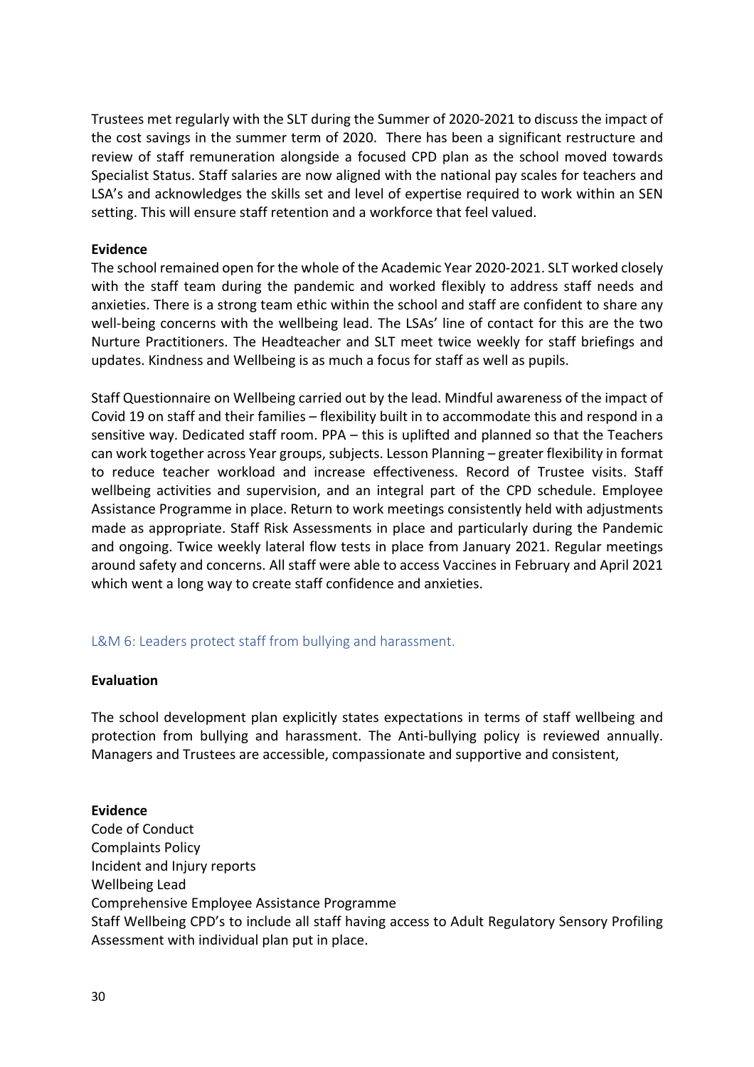Trustees met regularly with the SLT during the Summer of 2020-2021 to discuss the impact of the cost savings in the summer term of 2020. There has been a significant restructure and review of staff remuneration alongside a focused CPD plan as the school moved towards Specialist Status. Staff salaries are now aligned with the national pay scales for teachers and LSA's and acknowledges the skills set and level of expertise required to work within an SEN setting. This will ensure staff retention and a workforce that feel valued.

**Evidence**

The school remained open for the whole of the Academic Year 2020-2021. SLT worked closely with the staff team during the pandemic and worked flexibly to address staff needs and anxieties. There is a strong team ethic within the school and staff are confident to share any well-being concerns with the wellbeing lead. The LSAs' line of contact for this are the two Nurture Practitioners. The Headteacher and SLT meet twice weekly for staff briefings and updates. Kindness and Wellbeing is as much a focus for staff as well as pupils.

Staff Questionnaire on Wellbeing carried out by the lead. Mindful awareness of the impact of Covid 19 on staff and their families – flexibility built in to accommodate this and respond in a sensitive way. Dedicated staff room. PPA – this is uplifted and planned so that the Teachers can work together across Year groups, subjects. Lesson Planning – greater flexibility in format to reduce teacher workload and increase effectiveness. Record of Trustee visits. Staff wellbeing activities and supervision, and an integral part of the CPD schedule. Employee Assistance Programme in place. Return to work meetings consistently held with adjustments made as appropriate. Staff Risk Assessments in place and particularly during the Pandemic and ongoing. Twice weekly lateral flow tests in place from January 2021. Regular meetings around safety and concerns. All staff were able to access Vaccines in February and April 2021 which went a long way to create staff confidence and anxieties.

### L&M 6: Leaders protect staff from bullying and harassment.

**Evaluation**

The school development plan explicitly states expectations in terms of staff wellbeing and protection from bullying and harassment. The Anti-bullying policy is reviewed annually. Managers and Trustees are accessible, compassionate and supportive and consistent,

**Evidence**

Code of Conduct
Complaints Policy
Incident and Injury reports
Wellbeing Lead
Comprehensive Employee Assistance Programme
Staff Wellbeing CPD's to include all staff having access to Adult Regulatory Sensory Profiling Assessment with individual plan put in place.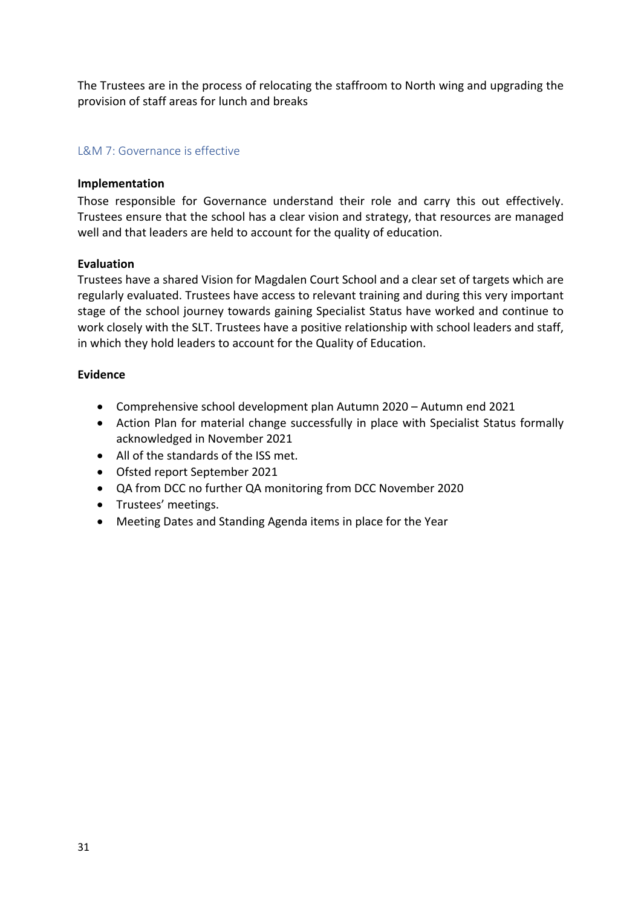The Trustees are in the process of relocating the staffroom to North wing and upgrading the provision of staff areas for lunch and breaks

### L&M 7: Governance is effective

**Implementation**

Those responsible for Governance understand their role and carry this out effectively. Trustees ensure that the school has a clear vision and strategy, that resources are managed well and that leaders are held to account for the quality of education.

**Evaluation**

Trustees have a shared Vision for Magdalen Court School and a clear set of targets which are regularly evaluated. Trustees have access to relevant training and during this very important stage of the school journey towards gaining Specialist Status have worked and continue to work closely with the SLT. Trustees have a positive relationship with school leaders and staff, in which they hold leaders to account for the Quality of Education.

**Evidence**

- Comprehensive school development plan Autumn 2020 – Autumn end 2021
- Action Plan for material change successfully in place with Specialist Status formally acknowledged in November 2021
- All of the standards of the ISS met.
- Ofsted report September 2021
- QA from DCC no further QA monitoring from DCC November 2020
- Trustees' meetings.
- Meeting Dates and Standing Agenda items in place for the Year